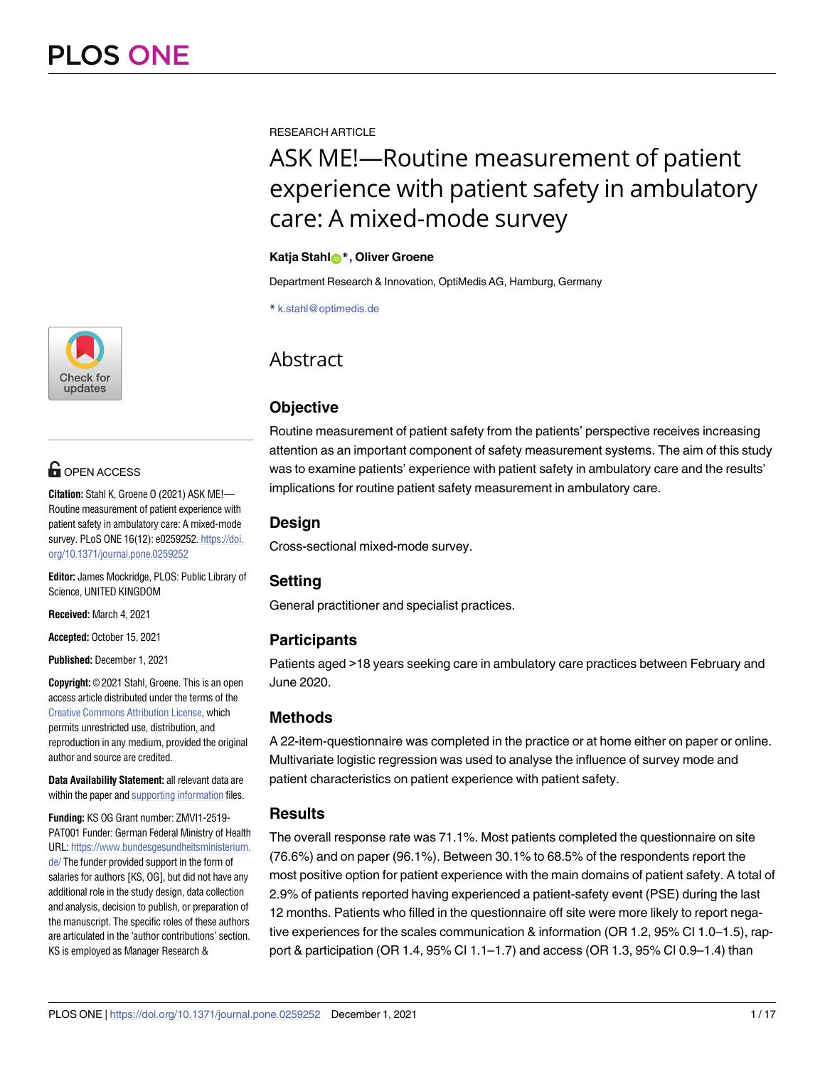RESEARCH ARTICLE

# ASK ME!—Routine measurement of patient experience with patient safety in ambulatory care: A mixed-mode survey

**Katja Stahl*, Oliver Groene**

Department Research & Innovation, OptiMedis AG, Hamburg, Germany

* k.stahl@optimedis.de

OPEN ACCESS

**Citation:** Stahl K, Groene O (2021) ASK ME!—Routine measurement of patient experience with patient safety in ambulatory care: A mixed-mode survey. PLoS ONE 16(12): e0259252. https://doi.org/10.1371/journal.pone.0259252

**Editor:** James Mockridge, PLOS: Public Library of Science, UNITED KINGDOM

**Received:** March 4, 2021

**Accepted:** October 15, 2021

**Published:** December 1, 2021

**Copyright:** © 2021 Stahl, Groene. This is an open access article distributed under the terms of the Creative Commons Attribution License, which permits unrestricted use, distribution, and reproduction in any medium, provided the original author and source are credited.

**Data Availability Statement:** all relevant data are within the paper and supporting information files.

**Funding:** KS OG Grant number: ZMVI1-2519-PAT001 Funder: German Federal Ministry of Health URL: https://www.bundesgesundheitsministerium.de/ The funder provided support in the form of salaries for authors [KS, OG], but did not have any additional role in the study design, data collection and analysis, decision to publish, or preparation of the manuscript. The specific roles of these authors are articulated in the 'author contributions' section. KS is employed as Manager Research &

## Abstract

### Objective

Routine measurement of patient safety from the patients' perspective receives increasing attention as an important component of safety measurement systems. The aim of this study was to examine patients' experience with patient safety in ambulatory care and the results' implications for routine patient safety measurement in ambulatory care.

### Design

Cross-sectional mixed-mode survey.

### Setting

General practitioner and specialist practices.

### Participants

Patients aged >18 years seeking care in ambulatory care practices between February and June 2020.

### Methods

A 22-item-questionnaire was completed in the practice or at home either on paper or online. Multivariate logistic regression was used to analyse the influence of survey mode and patient characteristics on patient experience with patient safety.

### Results

The overall response rate was 71.1%. Most patients completed the questionnaire on site (76.6%) and on paper (96.1%). Between 30.1% to 68.5% of the respondents report the most positive option for patient experience with the main domains of patient safety. A total of 2.9% of patients reported having experienced a patient-safety event (PSE) during the last 12 months. Patients who filled in the questionnaire off site were more likely to report negative experiences for the scales communication & information (OR 1.2, 95% CI 1.0–1.5), rapport & participation (OR 1.4, 95% CI 1.1–1.7) and access (OR 1.3, 95% CI 0.9–1.4) than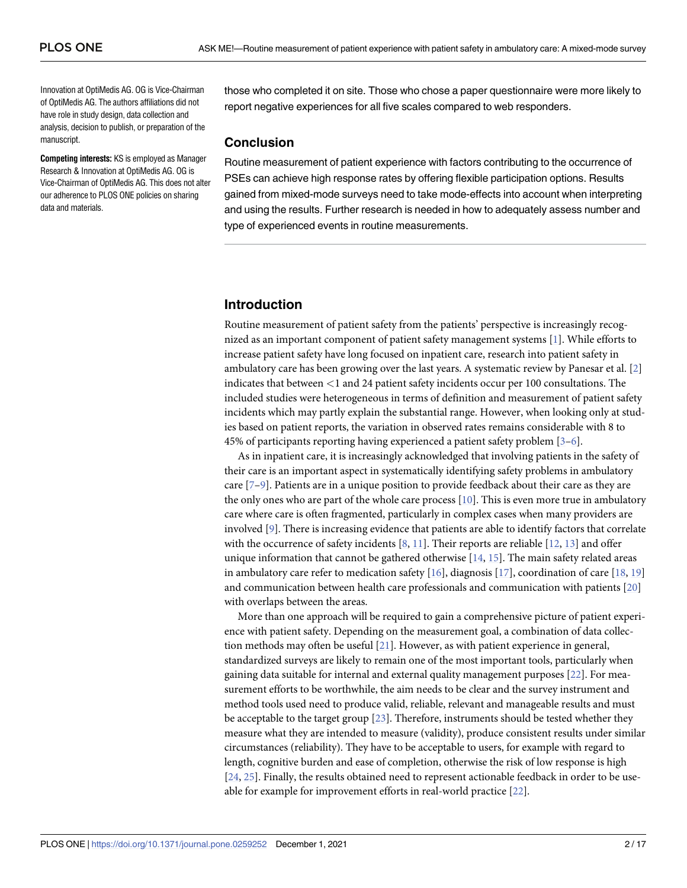Innovation at OptiMedis AG. OG is Vice-Chairman of OptiMedis AG. The authors affiliations did not have role in study design, data collection and analysis, decision to publish, or preparation of the manuscript.

**Competing interests:** KS is employed as Manager Research & Innovation at OptiMedis AG. OG is Vice-Chairman of OptiMedis AG. This does not alter our adherence to PLOS ONE policies on sharing data and materials.

those who completed it on site. Those who chose a paper questionnaire were more likely to report negative experiences for all five scales compared to web responders.

### Conclusion

Routine measurement of patient experience with factors contributing to the occurrence of PSEs can achieve high response rates by offering flexible participation options. Results gained from mixed-mode surveys need to take mode-effects into account when interpreting and using the results. Further research is needed in how to adequately assess number and type of experienced events in routine measurements.

## Introduction

Routine measurement of patient safety from the patients' perspective is increasingly recognized as an important component of patient safety management systems [1]. While efforts to increase patient safety have long focused on inpatient care, research into patient safety in ambulatory care has been growing over the last years. A systematic review by Panesar et al. [2] indicates that between <1 and 24 patient safety incidents occur per 100 consultations. The included studies were heterogeneous in terms of definition and measurement of patient safety incidents which may partly explain the substantial range. However, when looking only at studies based on patient reports, the variation in observed rates remains considerable with 8 to 45% of participants reporting having experienced a patient safety problem [3–6].

As in inpatient care, it is increasingly acknowledged that involving patients in the safety of their care is an important aspect in systematically identifying safety problems in ambulatory care [7–9]. Patients are in a unique position to provide feedback about their care as they are the only ones who are part of the whole care process [10]. This is even more true in ambulatory care where care is often fragmented, particularly in complex cases when many providers are involved [9]. There is increasing evidence that patients are able to identify factors that correlate with the occurrence of safety incidents [8, 11]. Their reports are reliable [12, 13] and offer unique information that cannot be gathered otherwise [14, 15]. The main safety related areas in ambulatory care refer to medication safety [16], diagnosis [17], coordination of care [18, 19] and communication between health care professionals and communication with patients [20] with overlaps between the areas.

More than one approach will be required to gain a comprehensive picture of patient experience with patient safety. Depending on the measurement goal, a combination of data collection methods may often be useful [21]. However, as with patient experience in general, standardized surveys are likely to remain one of the most important tools, particularly when gaining data suitable for internal and external quality management purposes [22]. For measurement efforts to be worthwhile, the aim needs to be clear and the survey instrument and method tools used need to produce valid, reliable, relevant and manageable results and must be acceptable to the target group [23]. Therefore, instruments should be tested whether they measure what they are intended to measure (validity), produce consistent results under similar circumstances (reliability). They have to be acceptable to users, for example with regard to length, cognitive burden and ease of completion, otherwise the risk of low response is high [24, 25]. Finally, the results obtained need to represent actionable feedback in order to be useable for example for improvement efforts in real-world practice [22].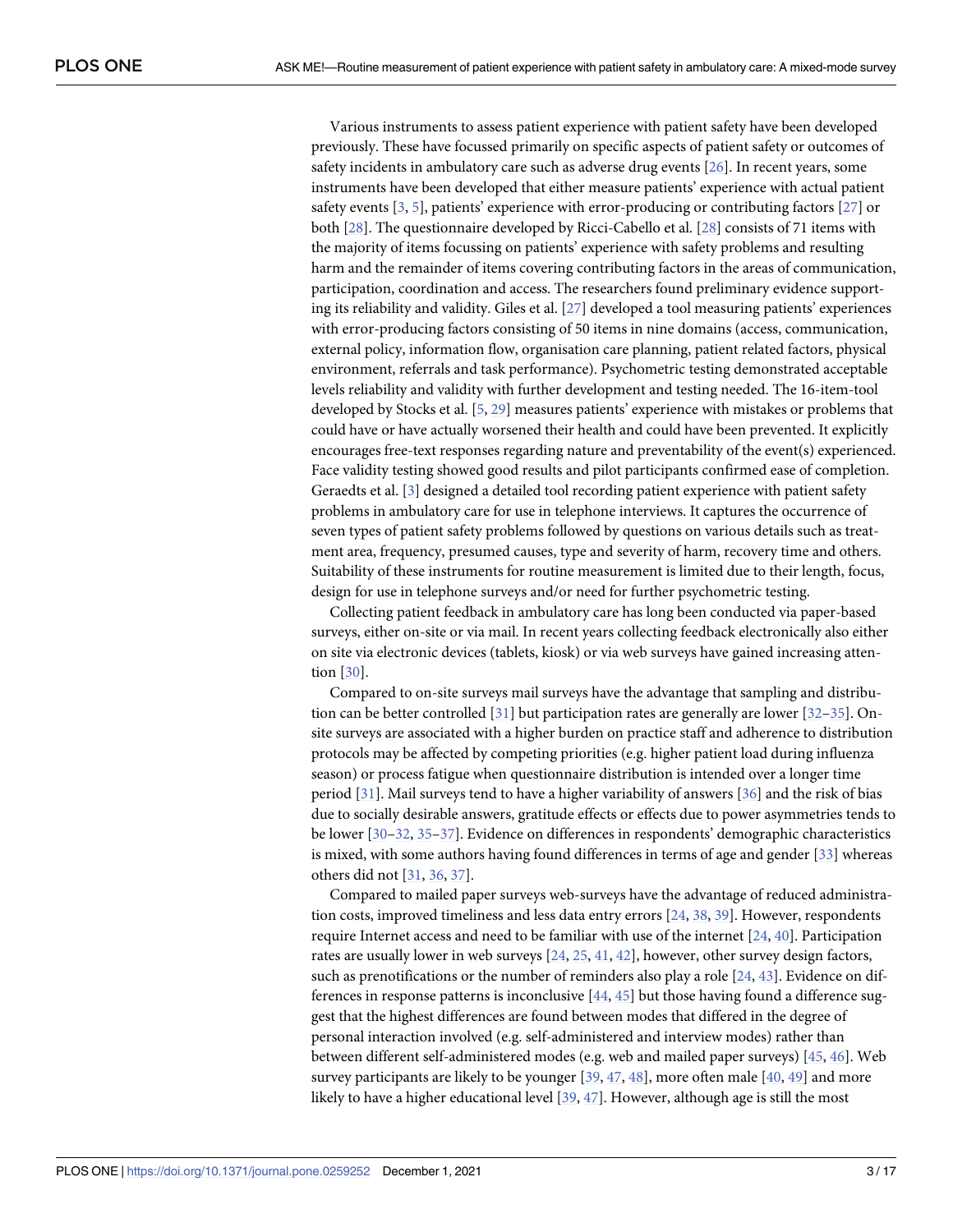Various instruments to assess patient experience with patient safety have been developed previously. These have focussed primarily on specific aspects of patient safety or outcomes of safety incidents in ambulatory care such as adverse drug events [26]. In recent years, some instruments have been developed that either measure patients' experience with actual patient safety events [3, 5], patients' experience with error-producing or contributing factors [27] or both [28]. The questionnaire developed by Ricci-Cabello et al. [28] consists of 71 items with the majority of items focussing on patients' experience with safety problems and resulting harm and the remainder of items covering contributing factors in the areas of communication, participation, coordination and access. The researchers found preliminary evidence supporting its reliability and validity. Giles et al. [27] developed a tool measuring patients' experiences with error-producing factors consisting of 50 items in nine domains (access, communication, external policy, information flow, organisation care planning, patient related factors, physical environment, referrals and task performance). Psychometric testing demonstrated acceptable levels reliability and validity with further development and testing needed. The 16-item-tool developed by Stocks et al. [5, 29] measures patients' experience with mistakes or problems that could have or have actually worsened their health and could have been prevented. It explicitly encourages free-text responses regarding nature and preventability of the event(s) experienced. Face validity testing showed good results and pilot participants confirmed ease of completion. Geraedts et al. [3] designed a detailed tool recording patient experience with patient safety problems in ambulatory care for use in telephone interviews. It captures the occurrence of seven types of patient safety problems followed by questions on various details such as treatment area, frequency, presumed causes, type and severity of harm, recovery time and others. Suitability of these instruments for routine measurement is limited due to their length, focus, design for use in telephone surveys and/or need for further psychometric testing.

Collecting patient feedback in ambulatory care has long been conducted via paper-based surveys, either on-site or via mail. In recent years collecting feedback electronically also either on site via electronic devices (tablets, kiosk) or via web surveys have gained increasing attention [30].

Compared to on-site surveys mail surveys have the advantage that sampling and distribution can be better controlled [31] but participation rates are generally are lower [32–35]. On-site surveys are associated with a higher burden on practice staff and adherence to distribution protocols may be affected by competing priorities (e.g. higher patient load during influenza season) or process fatigue when questionnaire distribution is intended over a longer time period [31]. Mail surveys tend to have a higher variability of answers [36] and the risk of bias due to socially desirable answers, gratitude effects or effects due to power asymmetries tends to be lower [30–32, 35–37]. Evidence on differences in respondents' demographic characteristics is mixed, with some authors having found differences in terms of age and gender [33] whereas others did not [31, 36, 37].

Compared to mailed paper surveys web-surveys have the advantage of reduced administration costs, improved timeliness and less data entry errors [24, 38, 39]. However, respondents require Internet access and need to be familiar with use of the internet [24, 40]. Participation rates are usually lower in web surveys [24, 25, 41, 42], however, other survey design factors, such as prenotifications or the number of reminders also play a role [24, 43]. Evidence on differences in response patterns is inconclusive [44, 45] but those having found a difference suggest that the highest differences are found between modes that differed in the degree of personal interaction involved (e.g. self-administered and interview modes) rather than between different self-administered modes (e.g. web and mailed paper surveys) [45, 46]. Web survey participants are likely to be younger [39, 47, 48], more often male [40, 49] and more likely to have a higher educational level [39, 47]. However, although age is still the most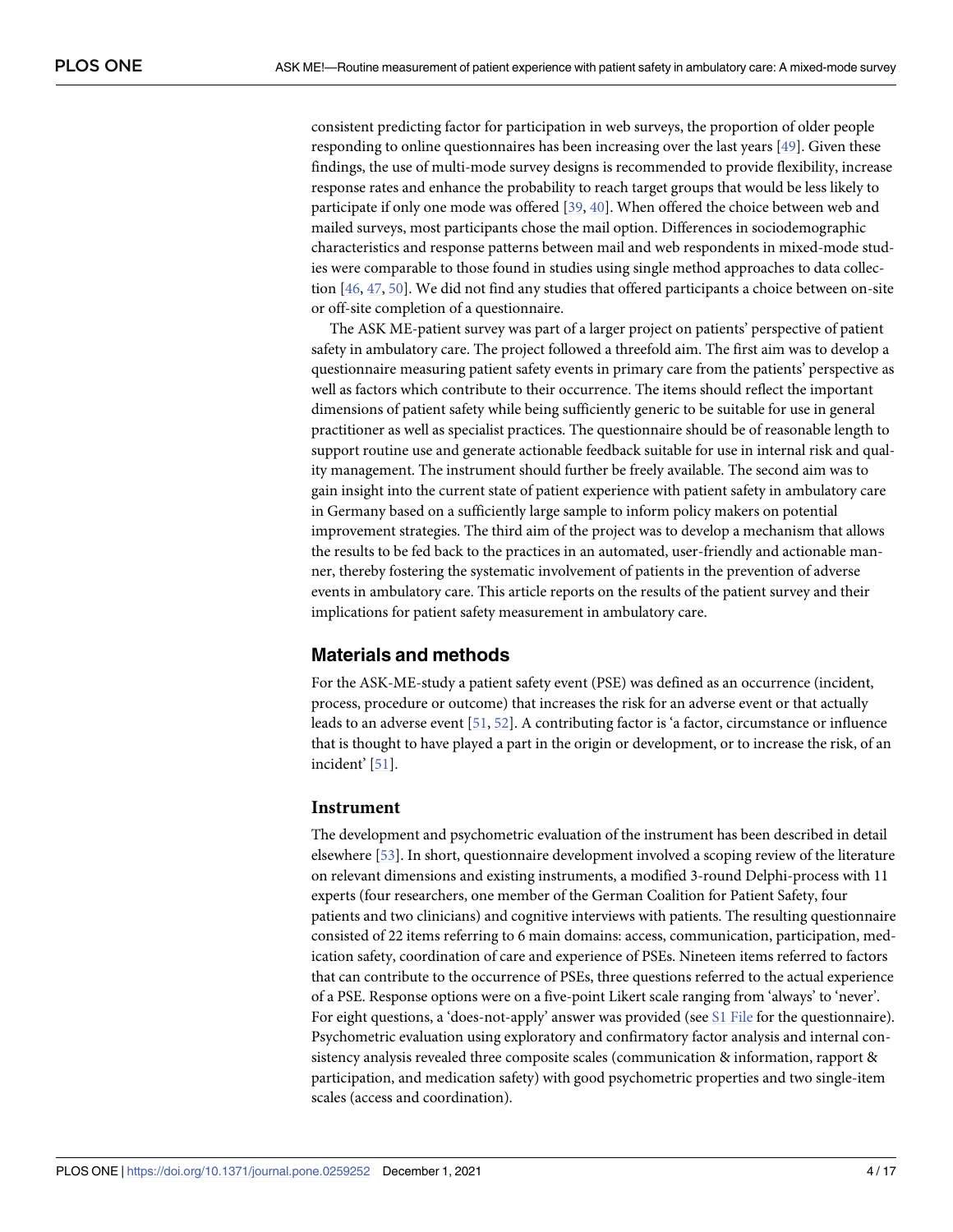consistent predicting factor for participation in web surveys, the proportion of older people responding to online questionnaires has been increasing over the last years [49]. Given these findings, the use of multi-mode survey designs is recommended to provide flexibility, increase response rates and enhance the probability to reach target groups that would be less likely to participate if only one mode was offered [39, 40]. When offered the choice between web and mailed surveys, most participants chose the mail option. Differences in sociodemographic characteristics and response patterns between mail and web respondents in mixed-mode studies were comparable to those found in studies using single method approaches to data collection [46, 47, 50]. We did not find any studies that offered participants a choice between on-site or off-site completion of a questionnaire.

The ASK ME-patient survey was part of a larger project on patients' perspective of patient safety in ambulatory care. The project followed a threefold aim. The first aim was to develop a questionnaire measuring patient safety events in primary care from the patients' perspective as well as factors which contribute to their occurrence. The items should reflect the important dimensions of patient safety while being sufficiently generic to be suitable for use in general practitioner as well as specialist practices. The questionnaire should be of reasonable length to support routine use and generate actionable feedback suitable for use in internal risk and quality management. The instrument should further be freely available. The second aim was to gain insight into the current state of patient experience with patient safety in ambulatory care in Germany based on a sufficiently large sample to inform policy makers on potential improvement strategies. The third aim of the project was to develop a mechanism that allows the results to be fed back to the practices in an automated, user-friendly and actionable manner, thereby fostering the systematic involvement of patients in the prevention of adverse events in ambulatory care. This article reports on the results of the patient survey and their implications for patient safety measurement in ambulatory care.

## Materials and methods

For the ASK-ME-study a patient safety event (PSE) was defined as an occurrence (incident, process, procedure or outcome) that increases the risk for an adverse event or that actually leads to an adverse event [51, 52]. A contributing factor is 'a factor, circumstance or influence that is thought to have played a part in the origin or development, or to increase the risk, of an incident' [51].

### Instrument

The development and psychometric evaluation of the instrument has been described in detail elsewhere [53]. In short, questionnaire development involved a scoping review of the literature on relevant dimensions and existing instruments, a modified 3-round Delphi-process with 11 experts (four researchers, one member of the German Coalition for Patient Safety, four patients and two clinicians) and cognitive interviews with patients. The resulting questionnaire consisted of 22 items referring to 6 main domains: access, communication, participation, medication safety, coordination of care and experience of PSEs. Nineteen items referred to factors that can contribute to the occurrence of PSEs, three questions referred to the actual experience of a PSE. Response options were on a five-point Likert scale ranging from 'always' to 'never'. For eight questions, a 'does-not-apply' answer was provided (see S1 File for the questionnaire). Psychometric evaluation using exploratory and confirmatory factor analysis and internal consistency analysis revealed three composite scales (communication & information, rapport & participation, and medication safety) with good psychometric properties and two single-item scales (access and coordination).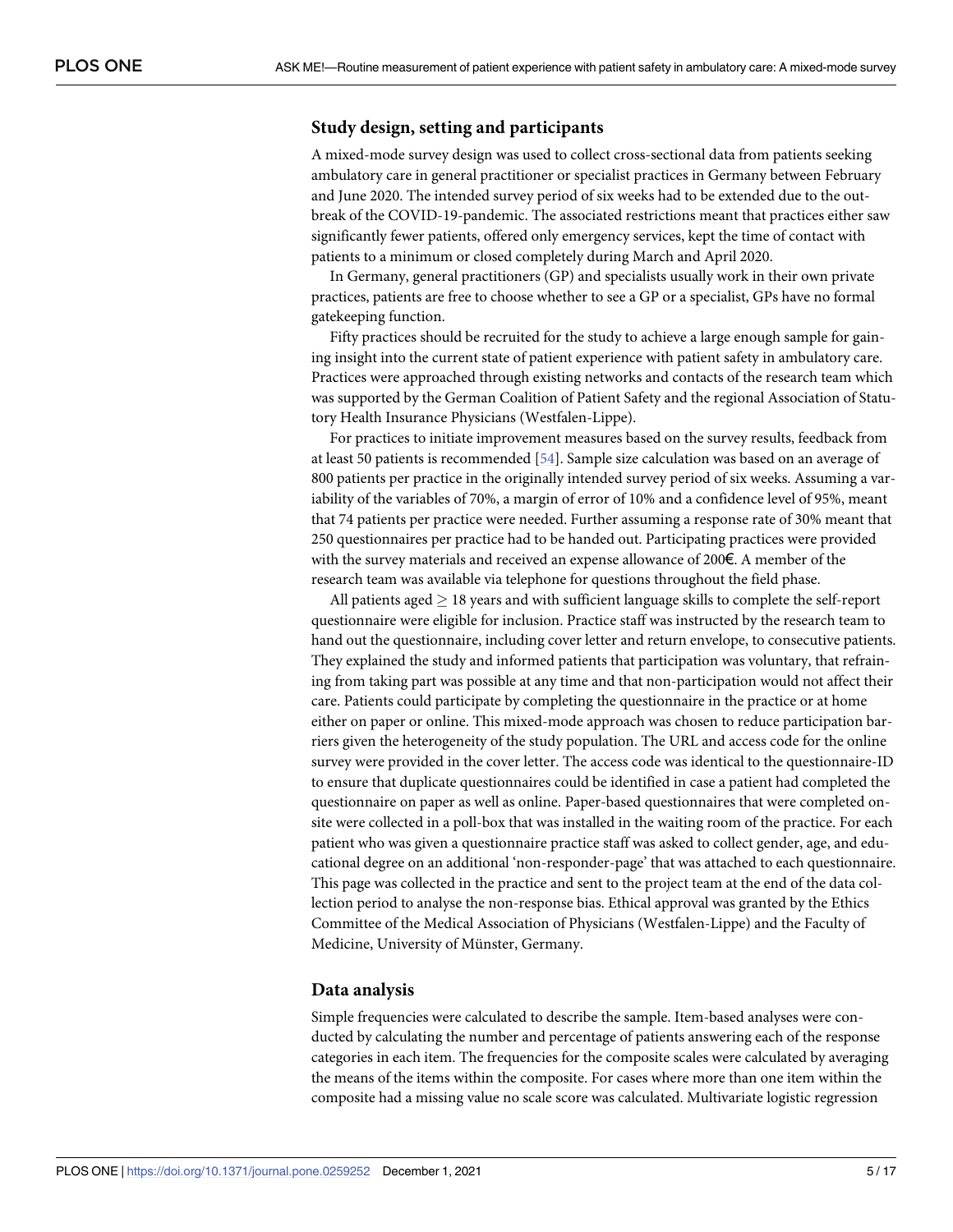## Study design, setting and participants

A mixed-mode survey design was used to collect cross-sectional data from patients seeking ambulatory care in general practitioner or specialist practices in Germany between February and June 2020. The intended survey period of six weeks had to be extended due to the outbreak of the COVID-19-pandemic. The associated restrictions meant that practices either saw significantly fewer patients, offered only emergency services, kept the time of contact with patients to a minimum or closed completely during March and April 2020.

In Germany, general practitioners (GP) and specialists usually work in their own private practices, patients are free to choose whether to see a GP or a specialist, GPs have no formal gatekeeping function.

Fifty practices should be recruited for the study to achieve a large enough sample for gaining insight into the current state of patient experience with patient safety in ambulatory care. Practices were approached through existing networks and contacts of the research team which was supported by the German Coalition of Patient Safety and the regional Association of Statutory Health Insurance Physicians (Westfalen-Lippe).

For practices to initiate improvement measures based on the survey results, feedback from at least 50 patients is recommended [54]. Sample size calculation was based on an average of 800 patients per practice in the originally intended survey period of six weeks. Assuming a variability of the variables of 70%, a margin of error of 10% and a confidence level of 95%, meant that 74 patients per practice were needed. Further assuming a response rate of 30% meant that 250 questionnaires per practice had to be handed out. Participating practices were provided with the survey materials and received an expense allowance of 200€. A member of the research team was available via telephone for questions throughout the field phase.

All patients aged $\geq$ 18 years and with sufficient language skills to complete the self-report questionnaire were eligible for inclusion. Practice staff was instructed by the research team to hand out the questionnaire, including cover letter and return envelope, to consecutive patients. They explained the study and informed patients that participation was voluntary, that refraining from taking part was possible at any time and that non-participation would not affect their care. Patients could participate by completing the questionnaire in the practice or at home either on paper or online. This mixed-mode approach was chosen to reduce participation barriers given the heterogeneity of the study population. The URL and access code for the online survey were provided in the cover letter. The access code was identical to the questionnaire-ID to ensure that duplicate questionnaires could be identified in case a patient had completed the questionnaire on paper as well as online. Paper-based questionnaires that were completed on-site were collected in a poll-box that was installed in the waiting room of the practice. For each patient who was given a questionnaire practice staff was asked to collect gender, age, and educational degree on an additional 'non-responder-page' that was attached to each questionnaire. This page was collected in the practice and sent to the project team at the end of the data collection period to analyse the non-response bias. Ethical approval was granted by the Ethics Committee of the Medical Association of Physicians (Westfalen-Lippe) and the Faculty of Medicine, University of Münster, Germany.

## Data analysis

Simple frequencies were calculated to describe the sample. Item-based analyses were conducted by calculating the number and percentage of patients answering each of the response categories in each item. The frequencies for the composite scales were calculated by averaging the means of the items within the composite. For cases where more than one item within the composite had a missing value no scale score was calculated. Multivariate logistic regression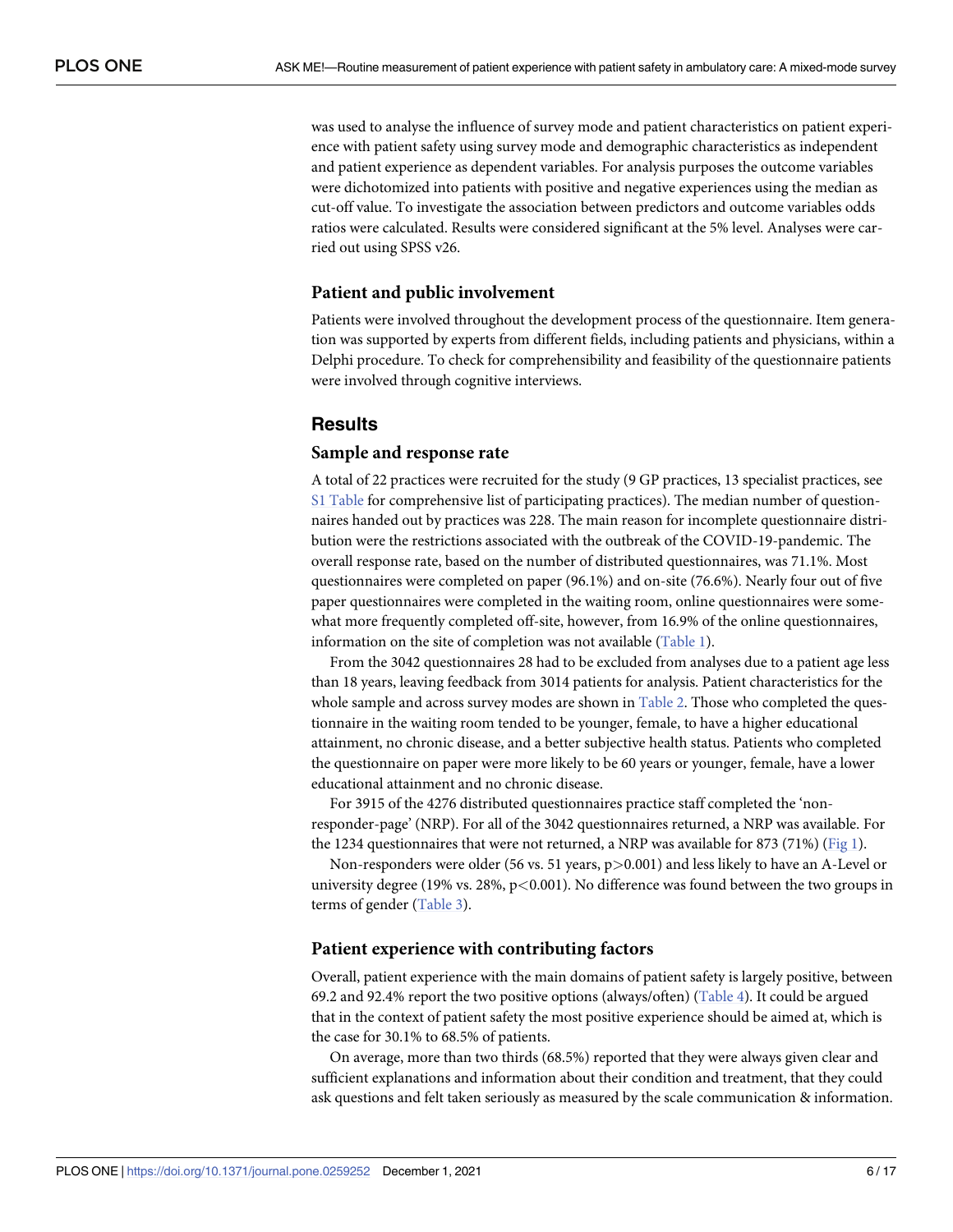was used to analyse the influence of survey mode and patient characteristics on patient experience with patient safety using survey mode and demographic characteristics as independent and patient experience as dependent variables. For analysis purposes the outcome variables were dichotomized into patients with positive and negative experiences using the median as cut-off value. To investigate the association between predictors and outcome variables odds ratios were calculated. Results were considered significant at the 5% level. Analyses were carried out using SPSS v26.

### Patient and public involvement

Patients were involved throughout the development process of the questionnaire. Item generation was supported by experts from different fields, including patients and physicians, within a Delphi procedure. To check for comprehensibility and feasibility of the questionnaire patients were involved through cognitive interviews.

## Results

### Sample and response rate

A total of 22 practices were recruited for the study (9 GP practices, 13 specialist practices, see S1 Table for comprehensive list of participating practices). The median number of questionnaires handed out by practices was 228. The main reason for incomplete questionnaire distribution were the restrictions associated with the outbreak of the COVID-19-pandemic. The overall response rate, based on the number of distributed questionnaires, was 71.1%. Most questionnaires were completed on paper (96.1%) and on-site (76.6%). Nearly four out of five paper questionnaires were completed in the waiting room, online questionnaires were somewhat more frequently completed off-site, however, from 16.9% of the online questionnaires, information on the site of completion was not available (Table 1).

From the 3042 questionnaires 28 had to be excluded from analyses due to a patient age less than 18 years, leaving feedback from 3014 patients for analysis. Patient characteristics for the whole sample and across survey modes are shown in Table 2. Those who completed the questionnaire in the waiting room tended to be younger, female, to have a higher educational attainment, no chronic disease, and a better subjective health status. Patients who completed the questionnaire on paper were more likely to be 60 years or younger, female, have a lower educational attainment and no chronic disease.

For 3915 of the 4276 distributed questionnaires practice staff completed the 'non-responder-page' (NRP). For all of the 3042 questionnaires returned, a NRP was available. For the 1234 questionnaires that were not returned, a NRP was available for 873 (71%) (Fig 1).

Non-responders were older (56 vs. 51 years, $p>0.001$) and less likely to have an A-Level or university degree (19% vs. 28%, $p<0.001$). No difference was found between the two groups in terms of gender (Table 3).

### Patient experience with contributing factors

Overall, patient experience with the main domains of patient safety is largely positive, between 69.2 and 92.4% report the two positive options (always/often) (Table 4). It could be argued that in the context of patient safety the most positive experience should be aimed at, which is the case for 30.1% to 68.5% of patients.

On average, more than two thirds (68.5%) reported that they were always given clear and sufficient explanations and information about their condition and treatment, that they could ask questions and felt taken seriously as measured by the scale communication & information.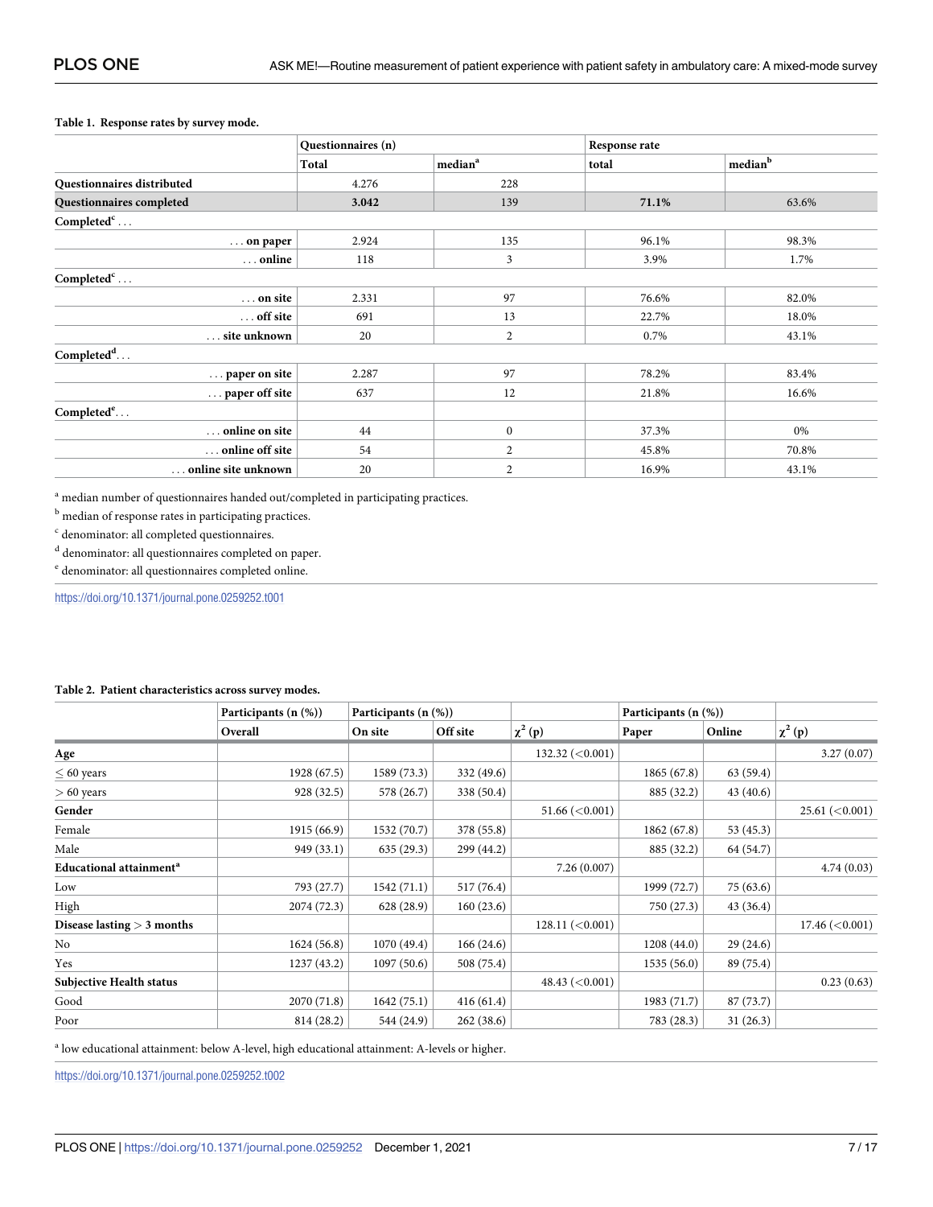**Table 1. Response rates by survey mode.**

| | Questionnaires (n) | | Response rate | |
|---|---|---|---|---|
| | Total | median[a] | total | median[b] |
| **Questionnaires distributed** | 4.276 | 228 | | |
| **Questionnaires completed** | **3.042** | 139 | **71.1%** | 63.6% |
| **Completed[c]** . . . | | | | |
| . . . **on paper** | 2.924 | 135 | 96.1% | 98.3% |
| . . . **online** | 118 | 3 | 3.9% | 1.7% |
| **Completed[c]** . . . | | | | |
| . . . **on site** | 2.331 | 97 | 76.6% | 82.0% |
| . . . **off site** | 691 | 13 | 22.7% | 18.0% |
| . . . **site unknown** | 20 | 2 | 0.7% | 43.1% |
| **Completed[d]** . . . | | | | |
| . . . **paper on site** | 2.287 | 97 | 78.2% | 83.4% |
| . . . **paper off site** | 637 | 12 | 21.8% | 16.6% |
| **Completed[e]** . . . | | | | |
| . . . **online on site** | 44 | 0 | 37.3% | 0% |
| . . . **online off site** | 54 | 2 | 45.8% | 70.8% |
| . . . **online site unknown** | 20 | 2 | 16.9% | 43.1% |

[a] median number of questionnaires handed out/completed in participating practices.

[b] median of response rates in participating practices.

[c] denominator: all completed questionnaires.

[d] denominator: all questionnaires completed on paper.

[e] denominator: all questionnaires completed online.

https://doi.org/10.1371/journal.pone.0259252.t001

**Table 2. Patient characteristics across survey modes.**

| | Participants (n (%)) | Participants (n (%)) | | | Participants (n (%)) | | |
|---|---|---|---|---|---|---|---|
| | Overall | On site | Off site | $\chi^2$ (p) | Paper | Online | $\chi^2$ (p) |
| **Age** | | | | 132.32 (<0.001) | | | 3.27 (0.07) |
| ≤ 60 years | 1928 (67.5) | 1589 (73.3) | 332 (49.6) | | 1865 (67.8) | 63 (59.4) | |
| > 60 years | 928 (32.5) | 578 (26.7) | 338 (50.4) | | 885 (32.2) | 43 (40.6) | |
| **Gender** | | | | 51.66 (<0.001) | | | 25.61 (<0.001) |
| Female | 1915 (66.9) | 1532 (70.7) | 378 (55.8) | | 1862 (67.8) | 53 (45.3) | |
| Male | 949 (33.1) | 635 (29.3) | 299 (44.2) | | 885 (32.2) | 64 (54.7) | |
| **Educational attainment[a]** | | | | 7.26 (0.007) | | | 4.74 (0.03) |
| Low | 793 (27.7) | 1542 (71.1) | 517 (76.4) | | 1999 (72.7) | 75 (63.6) | |
| High | 2074 (72.3) | 628 (28.9) | 160 (23.6) | | 750 (27.3) | 43 (36.4) | |
| **Disease lasting > 3 months** | | | | 128.11 (<0.001) | | | 17.46 (<0.001) |
| No | 1624 (56.8) | 1070 (49.4) | 166 (24.6) | | 1208 (44.0) | 29 (24.6) | |
| Yes | 1237 (43.2) | 1097 (50.6) | 508 (75.4) | | 1535 (56.0) | 89 (75.4) | |
| **Subjective Health status** | | | | 48.43 (<0.001) | | | 0.23 (0.63) |
| Good | 2070 (71.8) | 1642 (75.1) | 416 (61.4) | | 1983 (71.7) | 87 (73.7) | |
| Poor | 814 (28.2) | 544 (24.9) | 262 (38.6) | | 783 (28.3) | 31 (26.3) | |

[a] low educational attainment: below A-level, high educational attainment: A-levels or higher.

https://doi.org/10.1371/journal.pone.0259252.t002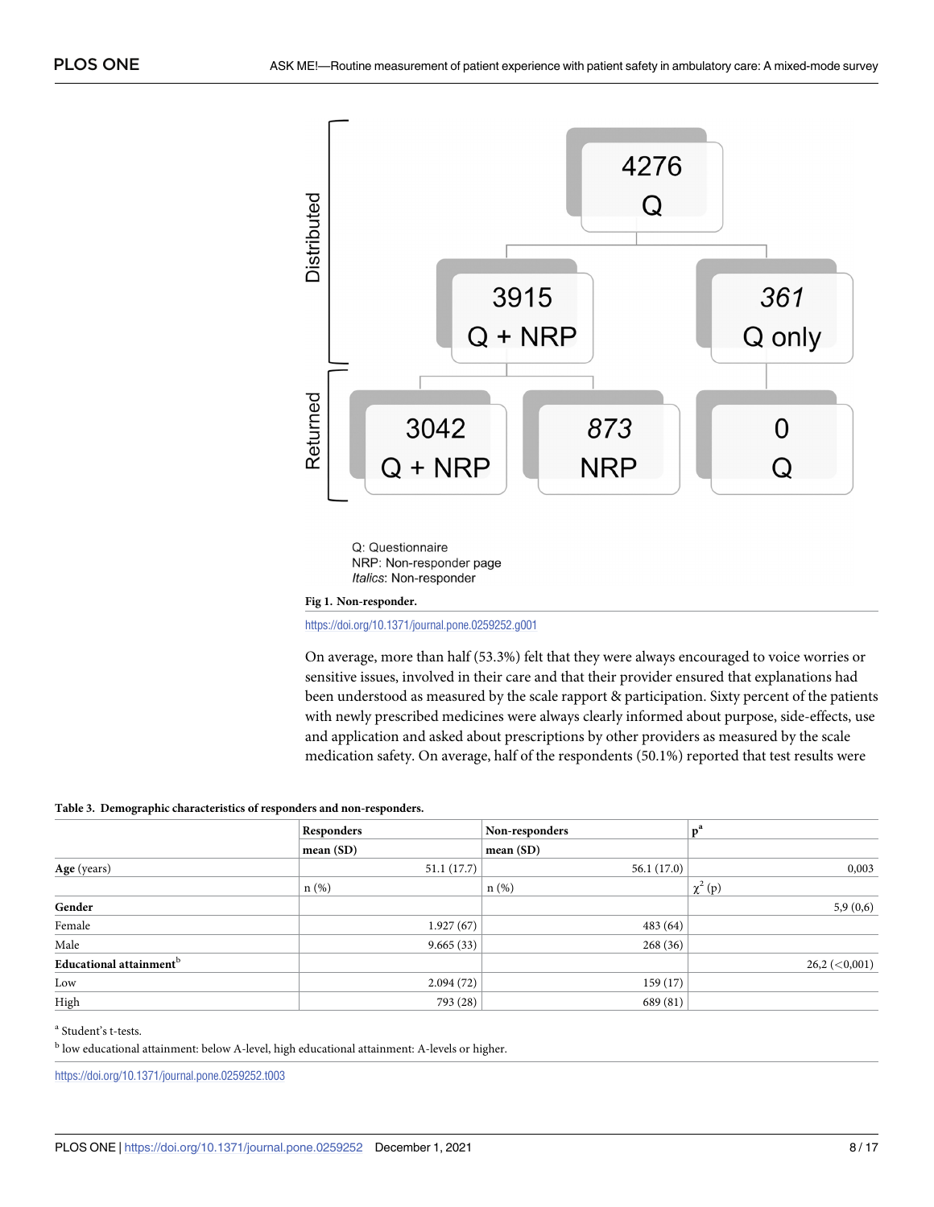Q: Questionnaire
NRP: Non-responder page
*Italics*: Non-responder

**Fig 1. Non-responder.**

https://doi.org/10.1371/journal.pone.0259252.g001

On average, more than half (53.3%) felt that they were always encouraged to voice worries or sensitive issues, involved in their care and that their provider ensured that explanations had been understood as measured by the scale rapport & participation. Sixty percent of the patients with newly prescribed medicines were always clearly informed about purpose, side-effects, use and application and asked about prescriptions by other providers as measured by the scale medication safety. On average, half of the respondents (50.1%) reported that test results were

**Table 3. Demographic characteristics of responders and non-responders.**

| | Responders | Non-responders | p[a] |
|---|---|---|---|
| | mean (SD) | mean (SD) | |
| **Age** (years) | 51.1 (17.7) | 56.1 (17.0) | 0,003 |
| | n (%) | n (%) | $\chi^2$ (p) |
| **Gender** | | | 5,9 (0,6) |
| Female | 1.927 (67) | 483 (64) | |
| Male | 9.665 (33) | 268 (36) | |
| **Educational attainment**[b] | | | 26,2 (<0,001) |
| Low | 2.094 (72) | 159 (17) | |
| High | 793 (28) | 689 (81) | |

[a] Student's t-tests.

[b] low educational attainment: below A-level, high educational attainment: A-levels or higher.

https://doi.org/10.1371/journal.pone.0259252.t003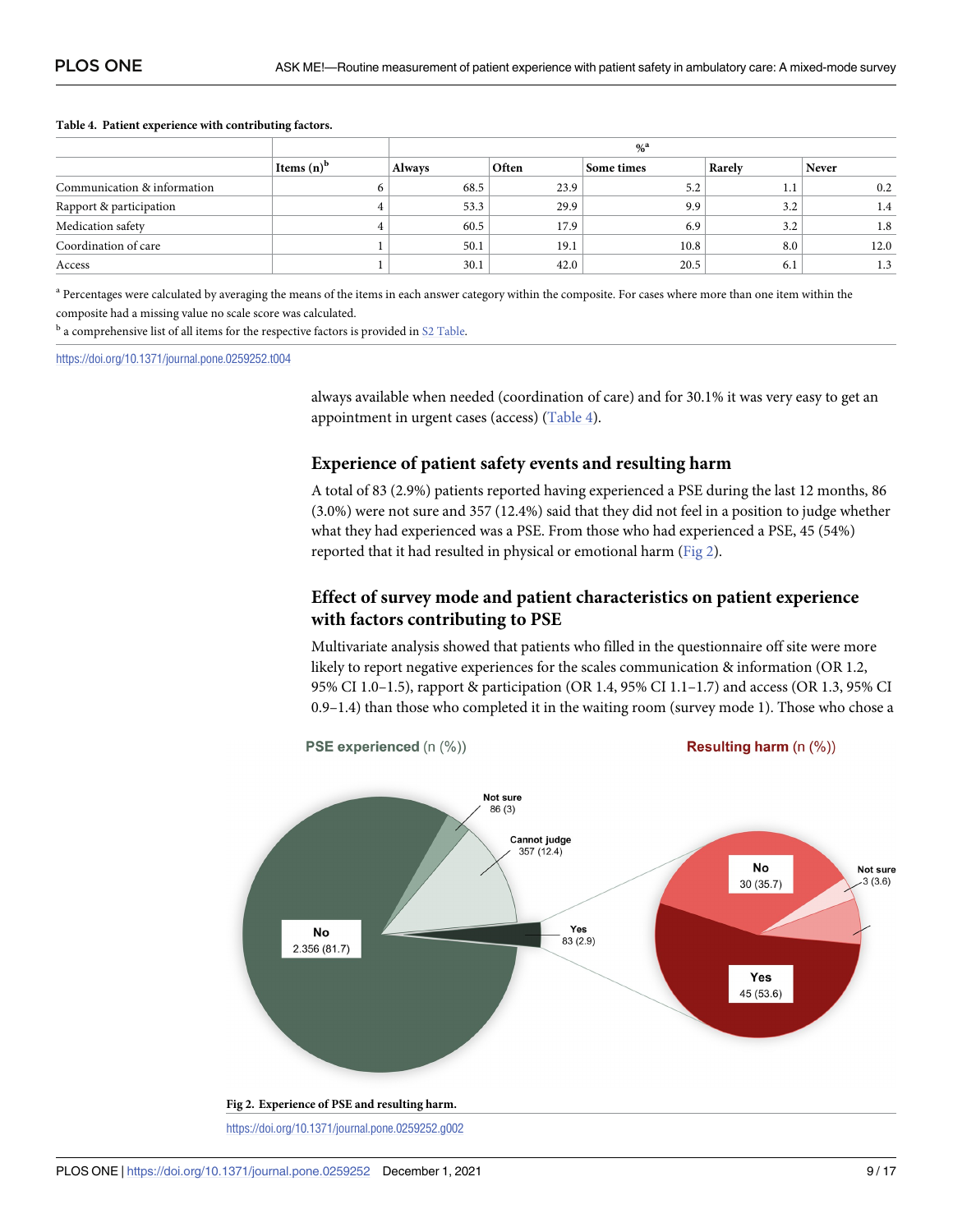**Table 4. Patient experience with contributing factors.**

| | Items (n)[b] | %[a] | | | | |
|---|---|---|---|---|---|---|
| | | Always | Often | Some times | Rarely | Never |
| Communication & information | 6 | 68.5 | 23.9 | 5.2 | 1.1 | 0.2 |
| Rapport & participation | 4 | 53.3 | 29.9 | 9.9 | 3.2 | 1.4 |
| Medication safety | 4 | 60.5 | 17.9 | 6.9 | 3.2 | 1.8 |
| Coordination of care | 1 | 50.1 | 19.1 | 10.8 | 8.0 | 12.0 |
| Access | 1 | 30.1 | 42.0 | 20.5 | 6.1 | 1.3 |

[a] Percentages were calculated by averaging the means of the items in each answer category within the composite. For cases where more than one item within the composite had a missing value no scale score was calculated.

[b] a comprehensive list of all items for the respective factors is provided in S2 Table.

https://doi.org/10.1371/journal.pone.0259252.t004

always available when needed (coordination of care) and for 30.1% it was very easy to get an appointment in urgent cases (access) (Table 4).

### Experience of patient safety events and resulting harm

A total of 83 (2.9%) patients reported having experienced a PSE during the last 12 months, 86 (3.0%) were not sure and 357 (12.4%) said that they did not feel in a position to judge whether what they had experienced was a PSE. From those who had experienced a PSE, 45 (54%) reported that it had resulted in physical or emotional harm (Fig 2).

### Effect of survey mode and patient characteristics on patient experience with factors contributing to PSE

Multivariate analysis showed that patients who filled in the questionnaire off site were more likely to report negative experiences for the scales communication & information (OR 1.2, 95% CI 1.0–1.5), rapport & participation (OR 1.4, 95% CI 1.1–1.7) and access (OR 1.3, 95% CI 0.9–1.4) than those who completed it in the waiting room (survey mode 1). Those who chose a

**Fig 2. Experience of PSE and resulting harm.**

https://doi.org/10.1371/journal.pone.0259252.g002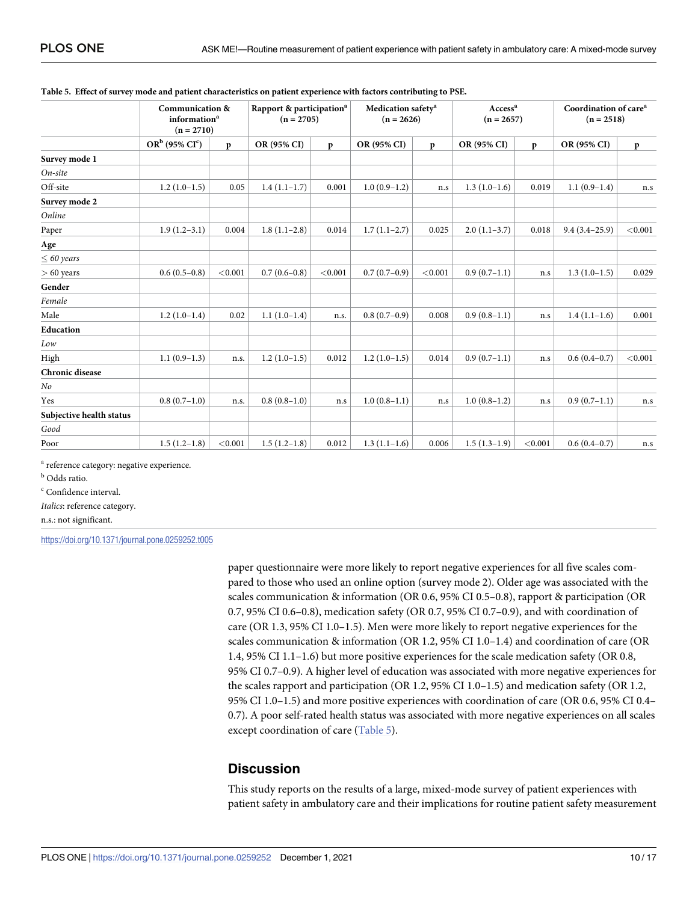**Table 5. Effect of survey mode and patient characteristics on patient experience with factors contributing to PSE.**

| | Communication & information[a] (n = 2710) | | Rapport & participation[a] (n = 2705) | | Medication safety[a] (n = 2626) | | Access[a] (n = 2657) | | Coordination of care[a] (n = 2518) | |
|---|---|---|---|---|---|---|---|---|---|---|
| | OR[b] (95% CI[c]) | p | OR (95% CI) | p | OR (95% CI) | p | OR (95% CI) | p | OR (95% CI) | p |
| **Survey mode 1** | | | | | | | | | | |
| *On-site* | | | | | | | | | | |
| Off-site | 1.2 (1.0–1.5) | 0.05 | 1.4 (1.1–1.7) | 0.001 | 1.0 (0.9–1.2) | n.s | 1.3 (1.0–1.6) | 0.019 | 1.1 (0.9–1.4) | n.s |
| **Survey mode 2** | | | | | | | | | | |
| *Online* | | | | | | | | | | |
| Paper | 1.9 (1.2–3.1) | 0.004 | 1.8 (1.1–2.8) | 0.014 | 1.7 (1.1–2.7) | 0.025 | 2.0 (1.1–3.7) | 0.018 | 9.4 (3.4–25.9) | <0.001 |
| **Age** | | | | | | | | | | |
| *≤ 60 years* | | | | | | | | | | |
| > 60 years | 0.6 (0.5–0.8) | <0.001 | 0.7 (0.6–0.8) | <0.001 | 0.7 (0.7–0.9) | <0.001 | 0.9 (0.7–1.1) | n.s | 1.3 (1.0–1.5) | 0.029 |
| **Gender** | | | | | | | | | | |
| *Female* | | | | | | | | | | |
| Male | 1.2 (1.0–1.4) | 0.02 | 1.1 (1.0–1.4) | n.s. | 0.8 (0.7–0.9) | 0.008 | 0.9 (0.8–1.1) | n.s | 1.4 (1.1–1.6) | 0.001 |
| **Education** | | | | | | | | | | |
| *Low* | | | | | | | | | | |
| High | 1.1 (0.9–1.3) | n.s. | 1.2 (1.0–1.5) | 0.012 | 1.2 (1.0–1.5) | 0.014 | 0.9 (0.7–1.1) | n.s | 0.6 (0.4–0.7) | <0.001 |
| **Chronic disease** | | | | | | | | | | |
| *No* | | | | | | | | | | |
| Yes | 0.8 (0.7–1.0) | n.s. | 0.8 (0.8–1.0) | n.s | 1.0 (0.8–1.1) | n.s | 1.0 (0.8–1.2) | n.s | 0.9 (0.7–1.1) | n.s |
| **Subjective health status** | | | | | | | | | | |
| *Good* | | | | | | | | | | |
| Poor | 1.5 (1.2–1.8) | <0.001 | 1.5 (1.2–1.8) | 0.012 | 1.3 (1.1–1.6) | 0.006 | 1.5 (1.3–1.9) | <0.001 | 0.6 (0.4–0.7) | n.s |

[a] reference category: negative experience.

[b] Odds ratio.

[c] Confidence interval.

*Italics*: reference category.

n.s.: not significant.

https://doi.org/10.1371/journal.pone.0259252.t005

paper questionnaire were more likely to report negative experiences for all five scales compared to those who used an online option (survey mode 2). Older age was associated with the scales communication & information (OR 0.6, 95% CI 0.5–0.8), rapport & participation (OR 0.7, 95% CI 0.6–0.8), medication safety (OR 0.7, 95% CI 0.7–0.9), and with coordination of care (OR 1.3, 95% CI 1.0–1.5). Men were more likely to report negative experiences for the scales communication & information (OR 1.2, 95% CI 1.0–1.4) and coordination of care (OR 1.4, 95% CI 1.1–1.6) but more positive experiences for the scale medication safety (OR 0.8, 95% CI 0.7–0.9). A higher level of education was associated with more negative experiences for the scales rapport and participation (OR 1.2, 95% CI 1.0–1.5) and medication safety (OR 1.2, 95% CI 1.0–1.5) and more positive experiences with coordination of care (OR 0.6, 95% CI 0.4–0.7). A poor self-rated health status was associated with more negative experiences on all scales except coordination of care (Table 5).

## Discussion

This study reports on the results of a large, mixed-mode survey of patient experiences with patient safety in ambulatory care and their implications for routine patient safety measurement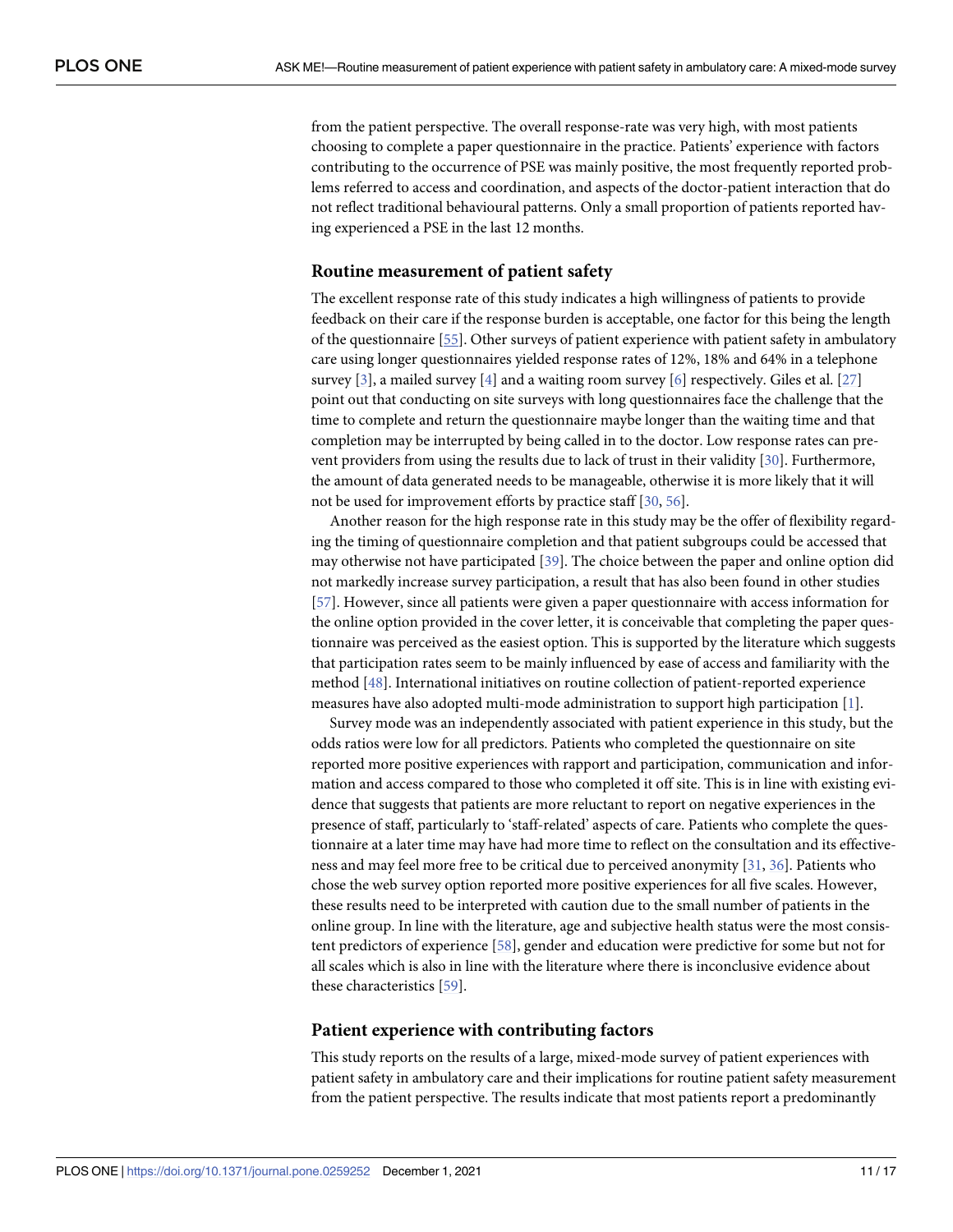from the patient perspective. The overall response-rate was very high, with most patients choosing to complete a paper questionnaire in the practice. Patients' experience with factors contributing to the occurrence of PSE was mainly positive, the most frequently reported problems referred to access and coordination, and aspects of the doctor-patient interaction that do not reflect traditional behavioural patterns. Only a small proportion of patients reported having experienced a PSE in the last 12 months.

### Routine measurement of patient safety

The excellent response rate of this study indicates a high willingness of patients to provide feedback on their care if the response burden is acceptable, one factor for this being the length of the questionnaire [55]. Other surveys of patient experience with patient safety in ambulatory care using longer questionnaires yielded response rates of 12%, 18% and 64% in a telephone survey [3], a mailed survey [4] and a waiting room survey [6] respectively. Giles et al. [27] point out that conducting on site surveys with long questionnaires face the challenge that the time to complete and return the questionnaire maybe longer than the waiting time and that completion may be interrupted by being called in to the doctor. Low response rates can prevent providers from using the results due to lack of trust in their validity [30]. Furthermore, the amount of data generated needs to be manageable, otherwise it is more likely that it will not be used for improvement efforts by practice staff [30, 56].

Another reason for the high response rate in this study may be the offer of flexibility regarding the timing of questionnaire completion and that patient subgroups could be accessed that may otherwise not have participated [39]. The choice between the paper and online option did not markedly increase survey participation, a result that has also been found in other studies [57]. However, since all patients were given a paper questionnaire with access information for the online option provided in the cover letter, it is conceivable that completing the paper questionnaire was perceived as the easiest option. This is supported by the literature which suggests that participation rates seem to be mainly influenced by ease of access and familiarity with the method [48]. International initiatives on routine collection of patient-reported experience measures have also adopted multi-mode administration to support high participation [1].

Survey mode was an independently associated with patient experience in this study, but the odds ratios were low for all predictors. Patients who completed the questionnaire on site reported more positive experiences with rapport and participation, communication and information and access compared to those who completed it off site. This is in line with existing evidence that suggests that patients are more reluctant to report on negative experiences in the presence of staff, particularly to 'staff-related' aspects of care. Patients who complete the questionnaire at a later time may have had more time to reflect on the consultation and its effectiveness and may feel more free to be critical due to perceived anonymity [31, 36]. Patients who chose the web survey option reported more positive experiences for all five scales. However, these results need to be interpreted with caution due to the small number of patients in the online group. In line with the literature, age and subjective health status were the most consistent predictors of experience [58], gender and education were predictive for some but not for all scales which is also in line with the literature where there is inconclusive evidence about these characteristics [59].

### Patient experience with contributing factors

This study reports on the results of a large, mixed-mode survey of patient experiences with patient safety in ambulatory care and their implications for routine patient safety measurement from the patient perspective. The results indicate that most patients report a predominantly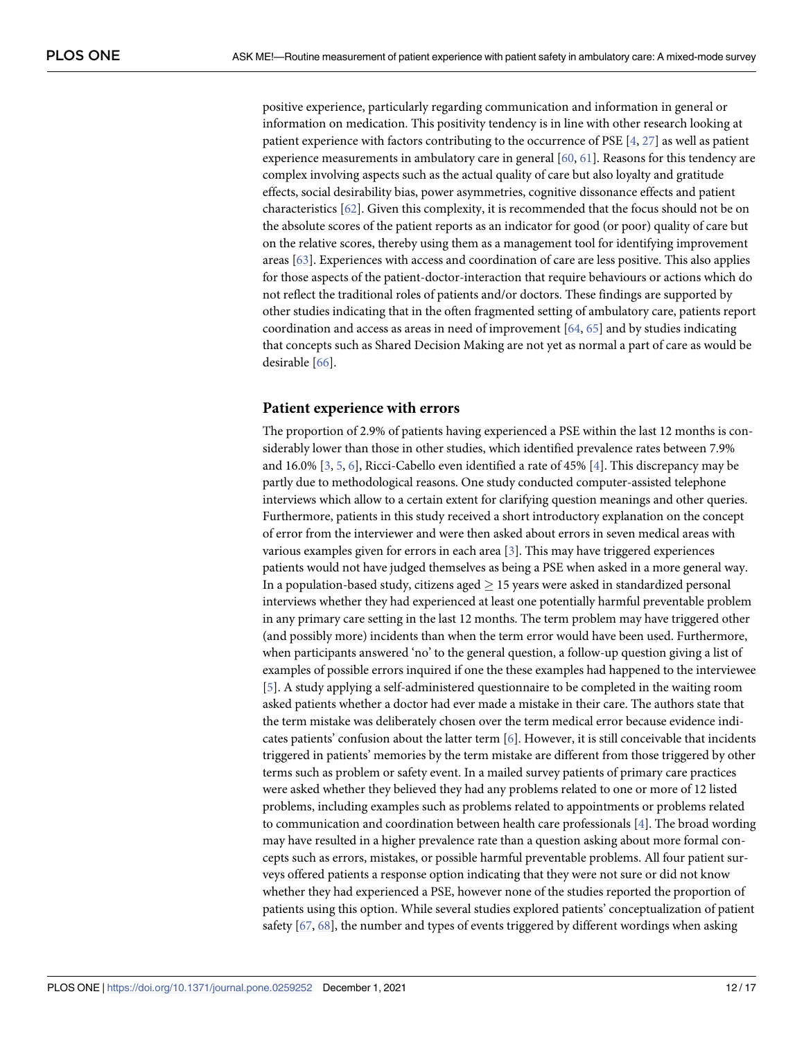positive experience, particularly regarding communication and information in general or information on medication. This positivity tendency is in line with other research looking at patient experience with factors contributing to the occurrence of PSE [4, 27] as well as patient experience measurements in ambulatory care in general [60, 61]. Reasons for this tendency are complex involving aspects such as the actual quality of care but also loyalty and gratitude effects, social desirability bias, power asymmetries, cognitive dissonance effects and patient characteristics [62]. Given this complexity, it is recommended that the focus should not be on the absolute scores of the patient reports as an indicator for good (or poor) quality of care but on the relative scores, thereby using them as a management tool for identifying improvement areas [63]. Experiences with access and coordination of care are less positive. This also applies for those aspects of the patient-doctor-interaction that require behaviours or actions which do not reflect the traditional roles of patients and/or doctors. These findings are supported by other studies indicating that in the often fragmented setting of ambulatory care, patients report coordination and access as areas in need of improvement [64, 65] and by studies indicating that concepts such as Shared Decision Making are not yet as normal a part of care as would be desirable [66].

### Patient experience with errors

The proportion of 2.9% of patients having experienced a PSE within the last 12 months is considerably lower than those in other studies, which identified prevalence rates between 7.9% and 16.0% [3, 5, 6], Ricci-Cabello even identified a rate of 45% [4]. This discrepancy may be partly due to methodological reasons. One study conducted computer-assisted telephone interviews which allow to a certain extent for clarifying question meanings and other queries. Furthermore, patients in this study received a short introductory explanation on the concept of error from the interviewer and were then asked about errors in seven medical areas with various examples given for errors in each area [3]. This may have triggered experiences patients would not have judged themselves as being a PSE when asked in a more general way. In a population-based study, citizens aged $\geq$ 15 years were asked in standardized personal interviews whether they had experienced at least one potentially harmful preventable problem in any primary care setting in the last 12 months. The term problem may have triggered other (and possibly more) incidents than when the term error would have been used. Furthermore, when participants answered 'no' to the general question, a follow-up question giving a list of examples of possible errors inquired if one the these examples had happened to the interviewee [5]. A study applying a self-administered questionnaire to be completed in the waiting room asked patients whether a doctor had ever made a mistake in their care. The authors state that the term mistake was deliberately chosen over the term medical error because evidence indicates patients' confusion about the latter term [6]. However, it is still conceivable that incidents triggered in patients' memories by the term mistake are different from those triggered by other terms such as problem or safety event. In a mailed survey patients of primary care practices were asked whether they believed they had any problems related to one or more of 12 listed problems, including examples such as problems related to appointments or problems related to communication and coordination between health care professionals [4]. The broad wording may have resulted in a higher prevalence rate than a question asking about more formal concepts such as errors, mistakes, or possible harmful preventable problems. All four patient surveys offered patients a response option indicating that they were not sure or did not know whether they had experienced a PSE, however none of the studies reported the proportion of patients using this option. While several studies explored patients' conceptualization of patient safety [67, 68], the number and types of events triggered by different wordings when asking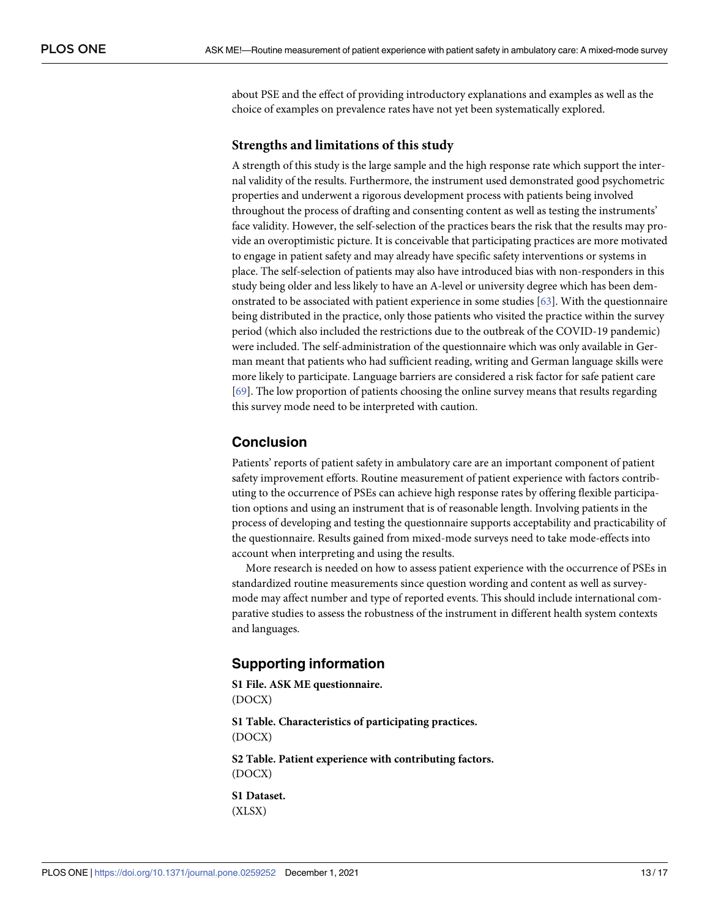about PSE and the effect of providing introductory explanations and examples as well as the choice of examples on prevalence rates have not yet been systematically explored.

### Strengths and limitations of this study

A strength of this study is the large sample and the high response rate which support the internal validity of the results. Furthermore, the instrument used demonstrated good psychometric properties and underwent a rigorous development process with patients being involved throughout the process of drafting and consenting content as well as testing the instruments' face validity. However, the self-selection of the practices bears the risk that the results may provide an overoptimistic picture. It is conceivable that participating practices are more motivated to engage in patient safety and may already have specific safety interventions or systems in place. The self-selection of patients may also have introduced bias with non-responders in this study being older and less likely to have an A-level or university degree which has been demonstrated to be associated with patient experience in some studies [63]. With the questionnaire being distributed in the practice, only those patients who visited the practice within the survey period (which also included the restrictions due to the outbreak of the COVID-19 pandemic) were included. The self-administration of the questionnaire which was only available in German meant that patients who had sufficient reading, writing and German language skills were more likely to participate. Language barriers are considered a risk factor for safe patient care [69]. The low proportion of patients choosing the online survey means that results regarding this survey mode need to be interpreted with caution.

## Conclusion

Patients' reports of patient safety in ambulatory care are an important component of patient safety improvement efforts. Routine measurement of patient experience with factors contributing to the occurrence of PSEs can achieve high response rates by offering flexible participation options and using an instrument that is of reasonable length. Involving patients in the process of developing and testing the questionnaire supports acceptability and practicability of the questionnaire. Results gained from mixed-mode surveys need to take mode-effects into account when interpreting and using the results.

More research is needed on how to assess patient experience with the occurrence of PSEs in standardized routine measurements since question wording and content as well as survey-mode may affect number and type of reported events. This should include international comparative studies to assess the robustness of the instrument in different health system contexts and languages.

## Supporting information

**S1 File. ASK ME questionnaire.**
(DOCX)

**S1 Table. Characteristics of participating practices.**
(DOCX)

**S2 Table. Patient experience with contributing factors.**
(DOCX)

**S1 Dataset.**
(XLSX)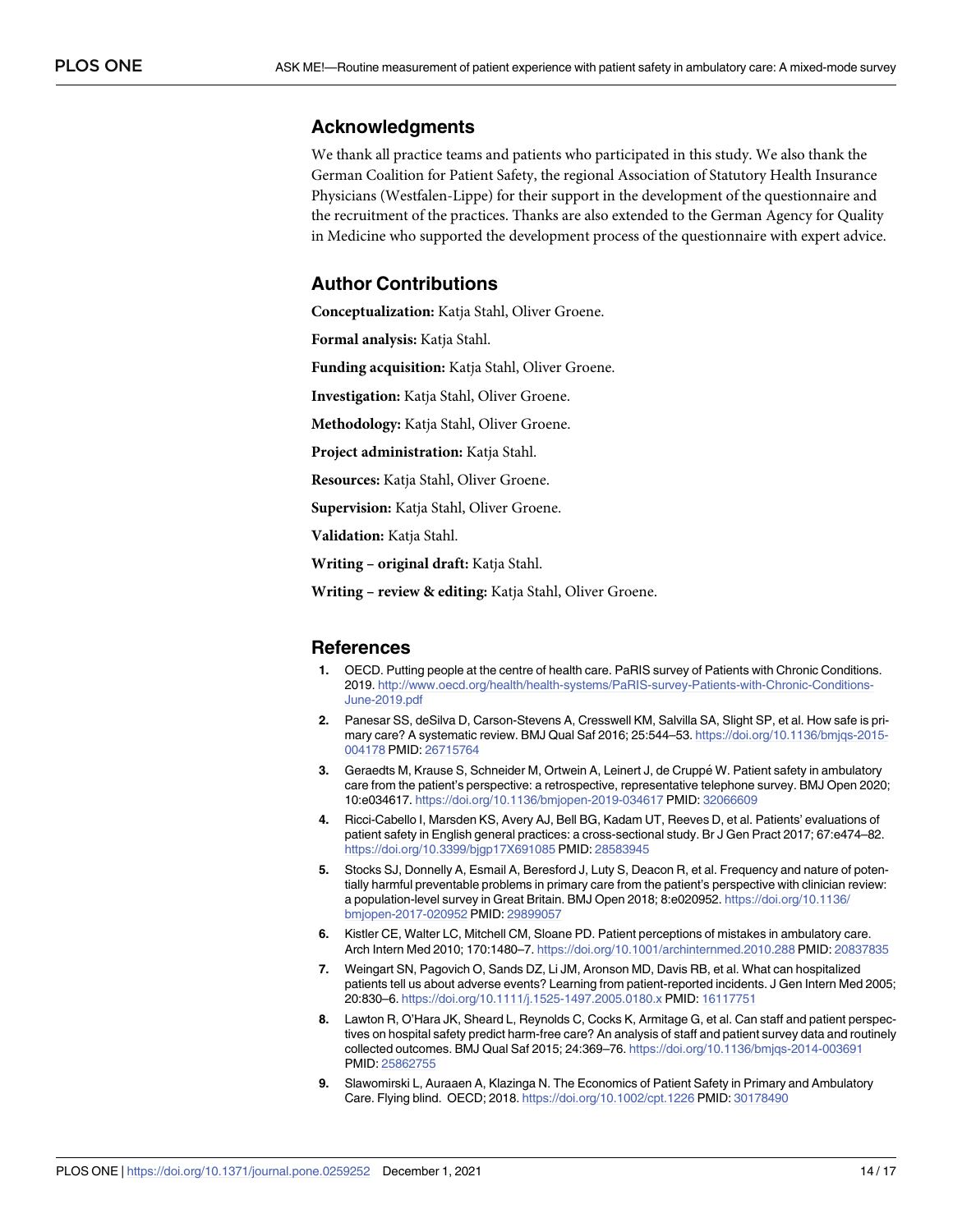## Acknowledgments

We thank all practice teams and patients who participated in this study. We also thank the German Coalition for Patient Safety, the regional Association of Statutory Health Insurance Physicians (Westfalen-Lippe) for their support in the development of the questionnaire and the recruitment of the practices. Thanks are also extended to the German Agency for Quality in Medicine who supported the development process of the questionnaire with expert advice.

## Author Contributions

**Conceptualization:** Katja Stahl, Oliver Groene.

**Formal analysis:** Katja Stahl.

**Funding acquisition:** Katja Stahl, Oliver Groene.

**Investigation:** Katja Stahl, Oliver Groene.

**Methodology:** Katja Stahl, Oliver Groene.

**Project administration:** Katja Stahl.

**Resources:** Katja Stahl, Oliver Groene.

**Supervision:** Katja Stahl, Oliver Groene.

**Validation:** Katja Stahl.

**Writing – original draft:** Katja Stahl.

**Writing – review & editing:** Katja Stahl, Oliver Groene.

## References

1. OECD. Putting people at the centre of health care. PaRIS survey of Patients with Chronic Conditions. 2019. http://www.oecd.org/health/health-systems/PaRIS-survey-Patients-with-Chronic-Conditions-June-2019.pdf
2. Panesar SS, deSilva D, Carson-Stevens A, Cresswell KM, Salvilla SA, Slight SP, et al. How safe is primary care? A systematic review. BMJ Qual Saf 2016; 25:544–53. https://doi.org/10.1136/bmjqs-2015-004178 PMID: 26715764
3. Geraedts M, Krause S, Schneider M, Ortwein A, Leinert J, de Cruppé W. Patient safety in ambulatory care from the patient's perspective: a retrospective, representative telephone survey. BMJ Open 2020; 10:e034617. https://doi.org/10.1136/bmjopen-2019-034617 PMID: 32066609
4. Ricci-Cabello I, Marsden KS, Avery AJ, Bell BG, Kadam UT, Reeves D, et al. Patients' evaluations of patient safety in English general practices: a cross-sectional study. Br J Gen Pract 2017; 67:e474–82. https://doi.org/10.3399/bjgp17X691085 PMID: 28583945
5. Stocks SJ, Donnelly A, Esmail A, Beresford J, Luty S, Deacon R, et al. Frequency and nature of potentially harmful preventable problems in primary care from the patient's perspective with clinician review: a population-level survey in Great Britain. BMJ Open 2018; 8:e020952. https://doi.org/10.1136/bmjopen-2017-020952 PMID: 29899057
6. Kistler CE, Walter LC, Mitchell CM, Sloane PD. Patient perceptions of mistakes in ambulatory care. Arch Intern Med 2010; 170:1480–7. https://doi.org/10.1001/archinternmed.2010.288 PMID: 20837835
7. Weingart SN, Pagovich O, Sands DZ, Li JM, Aronson MD, Davis RB, et al. What can hospitalized patients tell us about adverse events? Learning from patient-reported incidents. J Gen Intern Med 2005; 20:830–6. https://doi.org/10.1111/j.1525-1497.2005.0180.x PMID: 16117751
8. Lawton R, O'Hara JK, Sheard L, Reynolds C, Cocks K, Armitage G, et al. Can staff and patient perspectives on hospital safety predict harm-free care? An analysis of staff and patient survey data and routinely collected outcomes. BMJ Qual Saf 2015; 24:369–76. https://doi.org/10.1136/bmjqs-2014-003691 PMID: 25862755
9. Slawomirski L, Auraaen A, Klazinga N. The Economics of Patient Safety in Primary and Ambulatory Care. Flying blind. OECD; 2018. https://doi.org/10.1002/cpt.1226 PMID: 30178490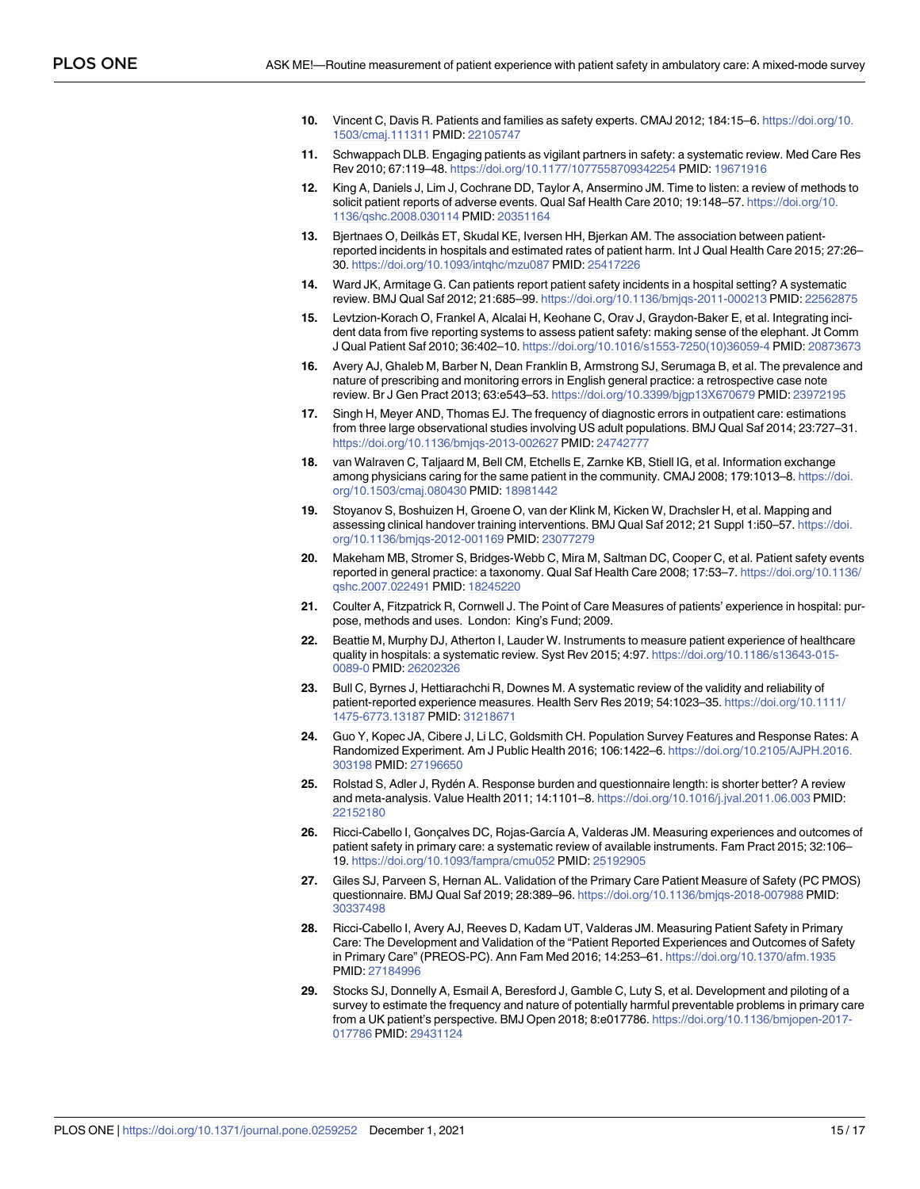10. Vincent C, Davis R. Patients and families as safety experts. CMAJ 2012; 184:15–6. https://doi.org/10.1503/cmaj.111311 PMID: 22105747
11. Schwappach DLB. Engaging patients as vigilant partners in safety: a systematic review. Med Care Res Rev 2010; 67:119–48. https://doi.org/10.1177/1077558709342254 PMID: 19671916
12. King A, Daniels J, Lim J, Cochrane DD, Taylor A, Ansermino JM. Time to listen: a review of methods to solicit patient reports of adverse events. Qual Saf Health Care 2010; 19:148–57. https://doi.org/10.1136/qshc.2008.030114 PMID: 20351164
13. Bjertnaes O, Deilkås ET, Skudal KE, Iversen HH, Bjerkan AM. The association between patient-reported incidents in hospitals and estimated rates of patient harm. Int J Qual Health Care 2015; 27:26–30. https://doi.org/10.1093/intqhc/mzu087 PMID: 25417226
14. Ward JK, Armitage G. Can patients report patient safety incidents in a hospital setting? A systematic review. BMJ Qual Saf 2012; 21:685–99. https://doi.org/10.1136/bmjqs-2011-000213 PMID: 22562875
15. Levtzion-Korach O, Frankel A, Alcalai H, Keohane C, Orav J, Graydon-Baker E, et al. Integrating incident data from five reporting systems to assess patient safety: making sense of the elephant. Jt Comm J Qual Patient Saf 2010; 36:402–10. https://doi.org/10.1016/s1553-7250(10)36059-4 PMID: 20873673
16. Avery AJ, Ghaleb M, Barber N, Dean Franklin B, Armstrong SJ, Serumaga B, et al. The prevalence and nature of prescribing and monitoring errors in English general practice: a retrospective case note review. Br J Gen Pract 2013; 63:e543–53. https://doi.org/10.3399/bjgp13X670679 PMID: 23972195
17. Singh H, Meyer AND, Thomas EJ. The frequency of diagnostic errors in outpatient care: estimations from three large observational studies involving US adult populations. BMJ Qual Saf 2014; 23:727–31. https://doi.org/10.1136/bmjqs-2013-002627 PMID: 24742777
18. van Walraven C, Taljaard M, Bell CM, Etchells E, Zarnke KB, Stiell IG, et al. Information exchange among physicians caring for the same patient in the community. CMAJ 2008; 179:1013–8. https://doi.org/10.1503/cmaj.080430 PMID: 18981442
19. Stoyanov S, Boshuizen H, Groene O, van der Klink M, Kicken W, Drachsler H, et al. Mapping and assessing clinical handover training interventions. BMJ Qual Saf 2012; 21 Suppl 1:i50–57. https://doi.org/10.1136/bmjqs-2012-001169 PMID: 23077279
20. Makeham MB, Stromer S, Bridges-Webb C, Mira M, Saltman DC, Cooper C, et al. Patient safety events reported in general practice: a taxonomy. Qual Saf Health Care 2008; 17:53–7. https://doi.org/10.1136/qshc.2007.022491 PMID: 18245220
21. Coulter A, Fitzpatrick R, Cornwell J. The Point of Care Measures of patients' experience in hospital: purpose, methods and uses. London: King's Fund; 2009.
22. Beattie M, Murphy DJ, Atherton I, Lauder W. Instruments to measure patient experience of healthcare quality in hospitals: a systematic review. Syst Rev 2015; 4:97. https://doi.org/10.1186/s13643-015-0089-0 PMID: 26202326
23. Bull C, Byrnes J, Hettiarachchi R, Downes M. A systematic review of the validity and reliability of patient-reported experience measures. Health Serv Res 2019; 54:1023–35. https://doi.org/10.1111/1475-6773.13187 PMID: 31218671
24. Guo Y, Kopec JA, Cibere J, Li LC, Goldsmith CH. Population Survey Features and Response Rates: A Randomized Experiment. Am J Public Health 2016; 106:1422–6. https://doi.org/10.2105/AJPH.2016.303198 PMID: 27196650
25. Rolstad S, Adler J, Rydén A. Response burden and questionnaire length: is shorter better? A review and meta-analysis. Value Health 2011; 14:1101–8. https://doi.org/10.1016/j.jval.2011.06.003 PMID: 22152180
26. Ricci-Cabello I, Gonçalves DC, Rojas-García A, Valderas JM. Measuring experiences and outcomes of patient safety in primary care: a systematic review of available instruments. Fam Pract 2015; 32:106–19. https://doi.org/10.1093/fampra/cmu052 PMID: 25192905
27. Giles SJ, Parveen S, Hernan AL. Validation of the Primary Care Patient Measure of Safety (PC PMOS) questionnaire. BMJ Qual Saf 2019; 28:389–96. https://doi.org/10.1136/bmjqs-2018-007988 PMID: 30337498
28. Ricci-Cabello I, Avery AJ, Reeves D, Kadam UT, Valderas JM. Measuring Patient Safety in Primary Care: The Development and Validation of the "Patient Reported Experiences and Outcomes of Safety in Primary Care" (PREOS-PC). Ann Fam Med 2016; 14:253–61. https://doi.org/10.1370/afm.1935 PMID: 27184996
29. Stocks SJ, Donnelly A, Esmail A, Beresford J, Gamble C, Luty S, et al. Development and piloting of a survey to estimate the frequency and nature of potentially harmful preventable problems in primary care from a UK patient's perspective. BMJ Open 2018; 8:e017786. https://doi.org/10.1136/bmjopen-2017-017786 PMID: 29431124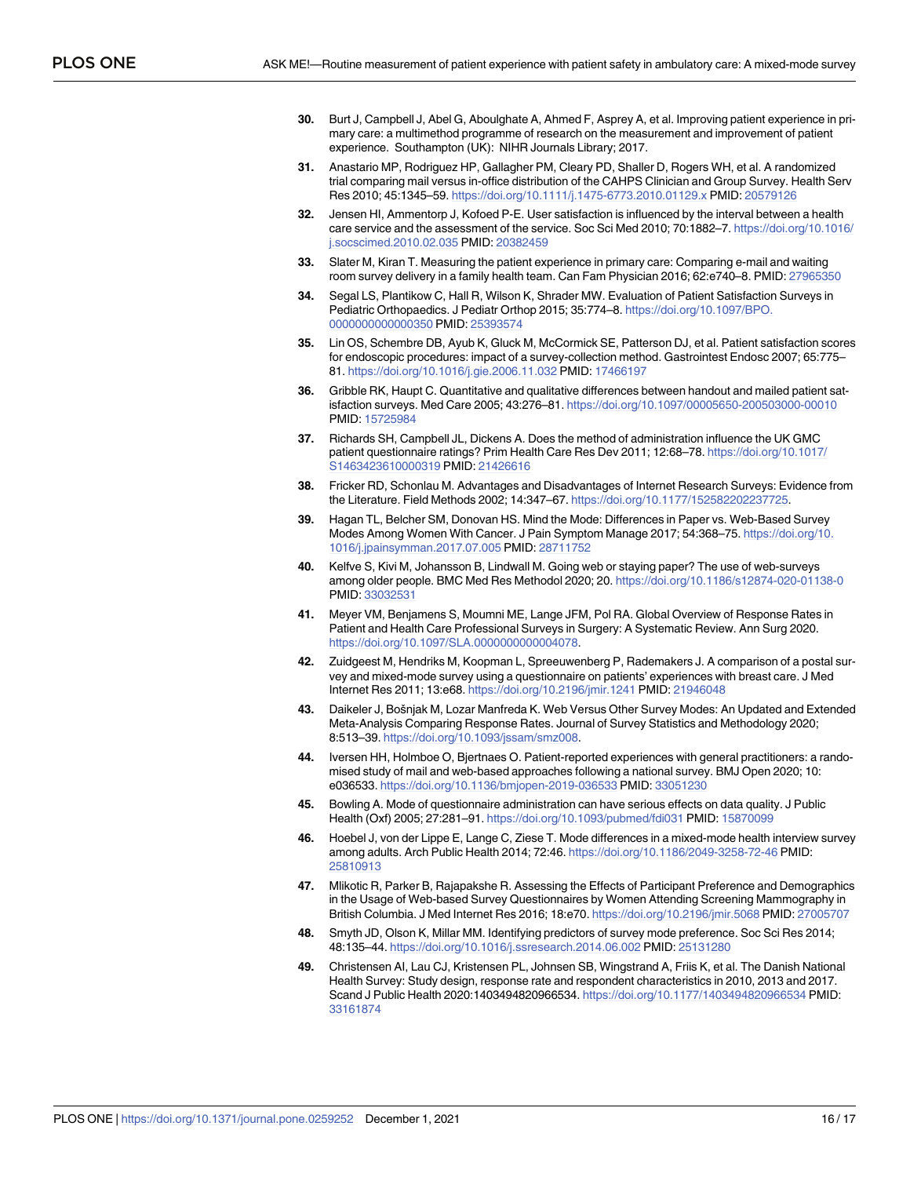30. Burt J, Campbell J, Abel G, Aboulghate A, Ahmed F, Asprey A, et al. Improving patient experience in primary care: a multimethod programme of research on the measurement and improvement of patient experience. Southampton (UK): NIHR Journals Library; 2017.
31. Anastario MP, Rodriguez HP, Gallagher PM, Cleary PD, Shaller D, Rogers WH, et al. A randomized trial comparing mail versus in-office distribution of the CAHPS Clinician and Group Survey. Health Serv Res 2010; 45:1345–59. https://doi.org/10.1111/j.1475-6773.2010.01129.x PMID: 20579126
32. Jensen HI, Ammentorp J, Kofoed P-E. User satisfaction is influenced by the interval between a health care service and the assessment of the service. Soc Sci Med 2010; 70:1882–7. https://doi.org/10.1016/j.socscimed.2010.02.035 PMID: 20382459
33. Slater M, Kiran T. Measuring the patient experience in primary care: Comparing e-mail and waiting room survey delivery in a family health team. Can Fam Physician 2016; 62:e740–8. PMID: 27965350
34. Segal LS, Plantikow C, Hall R, Wilson K, Shrader MW. Evaluation of Patient Satisfaction Surveys in Pediatric Orthopaedics. J Pediatr Orthop 2015; 35:774–8. https://doi.org/10.1097/BPO.0000000000000350 PMID: 25393574
35. Lin OS, Schembre DB, Ayub K, Gluck M, McCormick SE, Patterson DJ, et al. Patient satisfaction scores for endoscopic procedures: impact of a survey-collection method. Gastrointest Endosc 2007; 65:775–81. https://doi.org/10.1016/j.gie.2006.11.032 PMID: 17466197
36. Gribble RK, Haupt C. Quantitative and qualitative differences between handout and mailed patient satisfaction surveys. Med Care 2005; 43:276–81. https://doi.org/10.1097/00005650-200503000-00010 PMID: 15725984
37. Richards SH, Campbell JL, Dickens A. Does the method of administration influence the UK GMC patient questionnaire ratings? Prim Health Care Res Dev 2011; 12:68–78. https://doi.org/10.1017/S1463423610000319 PMID: 21426616
38. Fricker RD, Schonlau M. Advantages and Disadvantages of Internet Research Surveys: Evidence from the Literature. Field Methods 2002; 14:347–67. https://doi.org/10.1177/152582202237725.
39. Hagan TL, Belcher SM, Donovan HS. Mind the Mode: Differences in Paper vs. Web-Based Survey Modes Among Women With Cancer. J Pain Symptom Manage 2017; 54:368–75. https://doi.org/10.1016/j.jpainsymman.2017.07.005 PMID: 28711752
40. Kelfve S, Kivi M, Johansson B, Lindwall M. Going web or staying paper? The use of web-surveys among older people. BMC Med Res Methodol 2020; 20. https://doi.org/10.1186/s12874-020-01138-0 PMID: 33032531
41. Meyer VM, Benjamens S, Moumni ME, Lange JFM, Pol RA. Global Overview of Response Rates in Patient and Health Care Professional Surveys in Surgery: A Systematic Review. Ann Surg 2020. https://doi.org/10.1097/SLA.0000000000004078.
42. Zuidgeest M, Hendriks M, Koopman L, Spreeuwenberg P, Rademakers J. A comparison of a postal survey and mixed-mode survey using a questionnaire on patients' experiences with breast care. J Med Internet Res 2011; 13:e68. https://doi.org/10.2196/jmir.1241 PMID: 21946048
43. Daikeler J, Bošnjak M, Lozar Manfreda K. Web Versus Other Survey Modes: An Updated and Extended Meta-Analysis Comparing Response Rates. Journal of Survey Statistics and Methodology 2020; 8:513–39. https://doi.org/10.1093/jssam/smz008.
44. Iversen HH, Holmboe O, Bjertnaes O. Patient-reported experiences with general practitioners: a randomised study of mail and web-based approaches following a national survey. BMJ Open 2020; 10: e036533. https://doi.org/10.1136/bmjopen-2019-036533 PMID: 33051230
45. Bowling A. Mode of questionnaire administration can have serious effects on data quality. J Public Health (Oxf) 2005; 27:281–91. https://doi.org/10.1093/pubmed/fdi031 PMID: 15870099
46. Hoebel J, von der Lippe E, Lange C, Ziese T. Mode differences in a mixed-mode health interview survey among adults. Arch Public Health 2014; 72:46. https://doi.org/10.1186/2049-3258-72-46 PMID: 25810913
47. Mlikotic R, Parker B, Rajapakshe R. Assessing the Effects of Participant Preference and Demographics in the Usage of Web-based Survey Questionnaires by Women Attending Screening Mammography in British Columbia. J Med Internet Res 2016; 18:e70. https://doi.org/10.2196/jmir.5068 PMID: 27005707
48. Smyth JD, Olson K, Millar MM. Identifying predictors of survey mode preference. Soc Sci Res 2014; 48:135–44. https://doi.org/10.1016/j.ssresearch.2014.06.002 PMID: 25131280
49. Christensen AI, Lau CJ, Kristensen PL, Johnsen SB, Wingstrand A, Friis K, et al. The Danish National Health Survey: Study design, response rate and respondent characteristics in 2010, 2013 and 2017. Scand J Public Health 2020:1403494820966534. https://doi.org/10.1177/1403494820966534 PMID: 33161874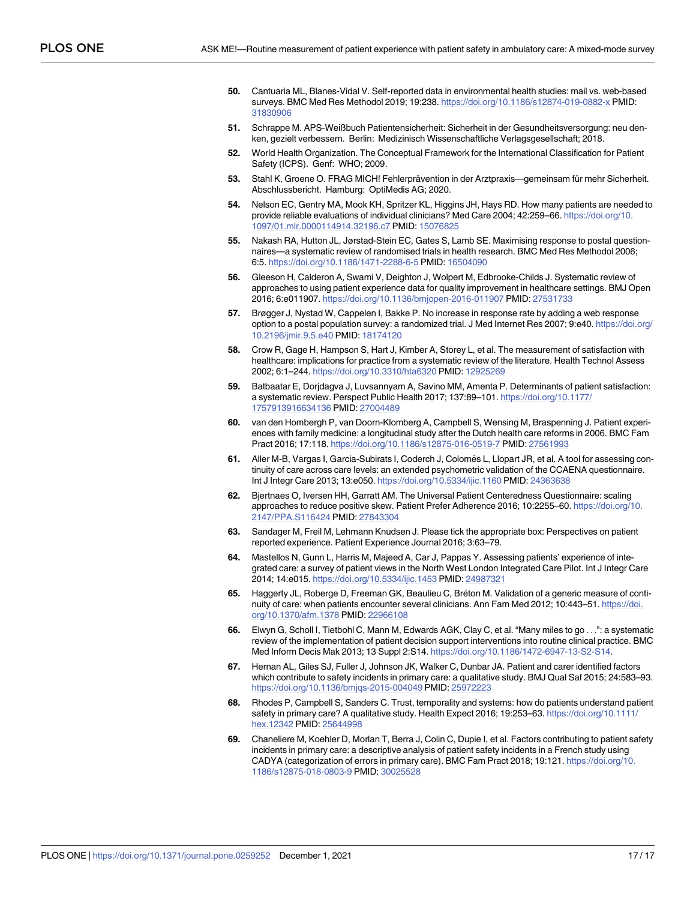50. Cantuaria ML, Blanes-Vidal V. Self-reported data in environmental health studies: mail vs. web-based surveys. BMC Med Res Methodol 2019; 19:238. https://doi.org/10.1186/s12874-019-0882-x PMID: 31830906

51. Schrappe M. APS-Weißbuch Patientensicherheit: Sicherheit in der Gesundheitsversorgung: neu denken, gezielt verbessern. Berlin: Medizinisch Wissenschaftliche Verlagsgesellschaft; 2018.

52. World Health Organization. The Conceptual Framework for the International Classification for Patient Safety (ICPS). Genf: WHO; 2009.

53. Stahl K, Groene O. FRAG MICH! Fehlerprävention in der Arztpraxis—gemeinsam für mehr Sicherheit. Abschlussbericht. Hamburg: OptiMedis AG; 2020.

54. Nelson EC, Gentry MA, Mook KH, Spritzer KL, Higgins JH, Hays RD. How many patients are needed to provide reliable evaluations of individual clinicians? Med Care 2004; 42:259–66. https://doi.org/10.1097/01.mlr.0000114914.32196.c7 PMID: 15076825

55. Nakash RA, Hutton JL, Jørstad-Stein EC, Gates S, Lamb SE. Maximising response to postal questionnaires—a systematic review of randomised trials in health research. BMC Med Res Methodol 2006; 6:5. https://doi.org/10.1186/1471-2288-6-5 PMID: 16504090

56. Gleeson H, Calderon A, Swami V, Deighton J, Wolpert M, Edbrooke-Childs J. Systematic review of approaches to using patient experience data for quality improvement in healthcare settings. BMJ Open 2016; 6:e011907. https://doi.org/10.1136/bmjopen-2016-011907 PMID: 27531733

57. Brøgger J, Nystad W, Cappelen I, Bakke P. No increase in response rate by adding a web response option to a postal population survey: a randomized trial. J Med Internet Res 2007; 9:e40. https://doi.org/10.2196/jmir.9.5.e40 PMID: 18174120

58. Crow R, Gage H, Hampson S, Hart J, Kimber A, Storey L, et al. The measurement of satisfaction with healthcare: implications for practice from a systematic review of the literature. Health Technol Assess 2002; 6:1–244. https://doi.org/10.3310/hta6320 PMID: 12925269

59. Batbaatar E, Dorjdagva J, Luvsannyam A, Savino MM, Amenta P. Determinants of patient satisfaction: a systematic review. Perspect Public Health 2017; 137:89–101. https://doi.org/10.1177/1757913916634136 PMID: 27004489

60. van den Hombergh P, van Doorn-Klomberg A, Campbell S, Wensing M, Braspenning J. Patient experiences with family medicine: a longitudinal study after the Dutch health care reforms in 2006. BMC Fam Pract 2016; 17:118. https://doi.org/10.1186/s12875-016-0519-7 PMID: 27561993

61. Aller M-B, Vargas I, Garcia-Subirats I, Coderch J, Colomés L, Llopart JR, et al. A tool for assessing continuity of care across care levels: an extended psychometric validation of the CCAENA questionnaire. Int J Integr Care 2013; 13:e050. https://doi.org/10.5334/ijic.1160 PMID: 24363638

62. Bjertnaes O, Iversen HH, Garratt AM. The Universal Patient Centeredness Questionnaire: scaling approaches to reduce positive skew. Patient Prefer Adherence 2016; 10:2255–60. https://doi.org/10.2147/PPA.S116424 PMID: 27843304

63. Sandager M, Freil M, Lehmann Knudsen J. Please tick the appropriate box: Perspectives on patient reported experience. Patient Experience Journal 2016; 3:63–79.

64. Mastellos N, Gunn L, Harris M, Majeed A, Car J, Pappas Y. Assessing patients' experience of integrated care: a survey of patient views in the North West London Integrated Care Pilot. Int J Integr Care 2014; 14:e015. https://doi.org/10.5334/ijic.1453 PMID: 24987321

65. Haggerty JL, Roberge D, Freeman GK, Beaulieu C, Bréton M. Validation of a generic measure of continuity of care: when patients encounter several clinicians. Ann Fam Med 2012; 10:443–51. https://doi.org/10.1370/afm.1378 PMID: 22966108

66. Elwyn G, Scholl I, Tietbohl C, Mann M, Edwards AGK, Clay C, et al. "Many miles to go . . .": a systematic review of the implementation of patient decision support interventions into routine clinical practice. BMC Med Inform Decis Mak 2013; 13 Suppl 2:S14. https://doi.org/10.1186/1472-6947-13-S2-S14.

67. Hernan AL, Giles SJ, Fuller J, Johnson JK, Walker C, Dunbar JA. Patient and carer identified factors which contribute to safety incidents in primary care: a qualitative study. BMJ Qual Saf 2015; 24:583–93. https://doi.org/10.1136/bmjqs-2015-004049 PMID: 25972223

68. Rhodes P, Campbell S, Sanders C. Trust, temporality and systems: how do patients understand patient safety in primary care? A qualitative study. Health Expect 2016; 19:253–63. https://doi.org/10.1111/hex.12342 PMID: 25644998

69. Chaneliere M, Koehler D, Morlan T, Berra J, Colin C, Dupie I, et al. Factors contributing to patient safety incidents in primary care: a descriptive analysis of patient safety incidents in a French study using CADYA (categorization of errors in primary care). BMC Fam Pract 2018; 19:121. https://doi.org/10.1186/s12875-018-0803-9 PMID: 30025528